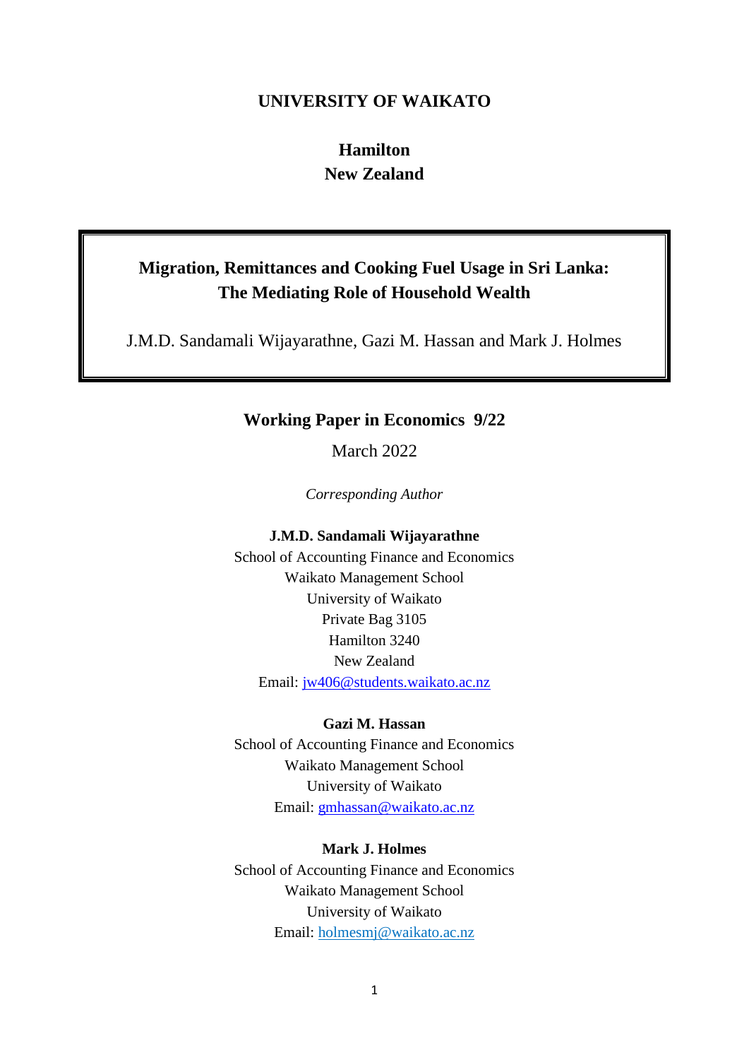**UNIVERSITY OF WAIKATO**

**Hamilton**
**New Zealand**

# Migration, Remittances and Cooking Fuel Usage in Sri Lanka: The Mediating Role of Household Wealth

J.M.D. Sandamali Wijayarathne, Gazi M. Hassan and Mark J. Holmes

**Working Paper in Economics 9/22**

March 2022

*Corresponding Author*

**J.M.D. Sandamali Wijayarathne**
School of Accounting Finance and Economics
Waikato Management School
University of Waikato
Private Bag 3105
Hamilton 3240
New Zealand
Email: jw406@students.waikato.ac.nz

**Gazi M. Hassan**
School of Accounting Finance and Economics
Waikato Management School
University of Waikato
Email: gmhassan@waikato.ac.nz

**Mark J. Holmes**
School of Accounting Finance and Economics
Waikato Management School
University of Waikato
Email: holmesmj@waikato.ac.nz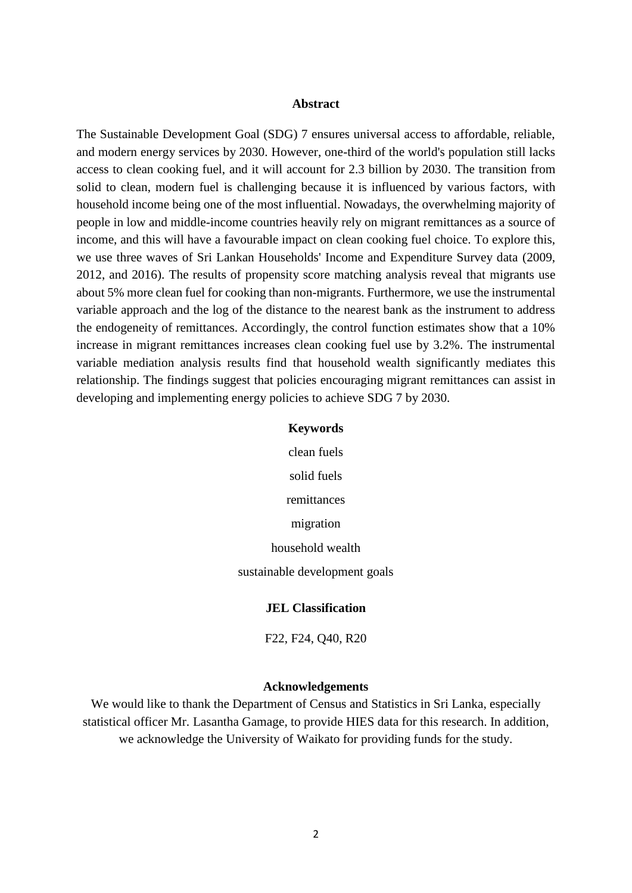## Abstract

The Sustainable Development Goal (SDG) 7 ensures universal access to affordable, reliable, and modern energy services by 2030. However, one-third of the world's population still lacks access to clean cooking fuel, and it will account for 2.3 billion by 2030. The transition from solid to clean, modern fuel is challenging because it is influenced by various factors, with household income being one of the most influential. Nowadays, the overwhelming majority of people in low and middle-income countries heavily rely on migrant remittances as a source of income, and this will have a favourable impact on clean cooking fuel choice. To explore this, we use three waves of Sri Lankan Households' Income and Expenditure Survey data (2009, 2012, and 2016). The results of propensity score matching analysis reveal that migrants use about 5% more clean fuel for cooking than non-migrants. Furthermore, we use the instrumental variable approach and the log of the distance to the nearest bank as the instrument to address the endogeneity of remittances. Accordingly, the control function estimates show that a 10% increase in migrant remittances increases clean cooking fuel use by 3.2%. The instrumental variable mediation analysis results find that household wealth significantly mediates this relationship. The findings suggest that policies encouraging migrant remittances can assist in developing and implementing energy policies to achieve SDG 7 by 2030.

## Keywords

clean fuels

solid fuels

remittances

migration

household wealth

sustainable development goals

## JEL Classification

F22, F24, Q40, R20

## Acknowledgements

We would like to thank the Department of Census and Statistics in Sri Lanka, especially statistical officer Mr. Lasantha Gamage, to provide HIES data for this research. In addition, we acknowledge the University of Waikato for providing funds for the study.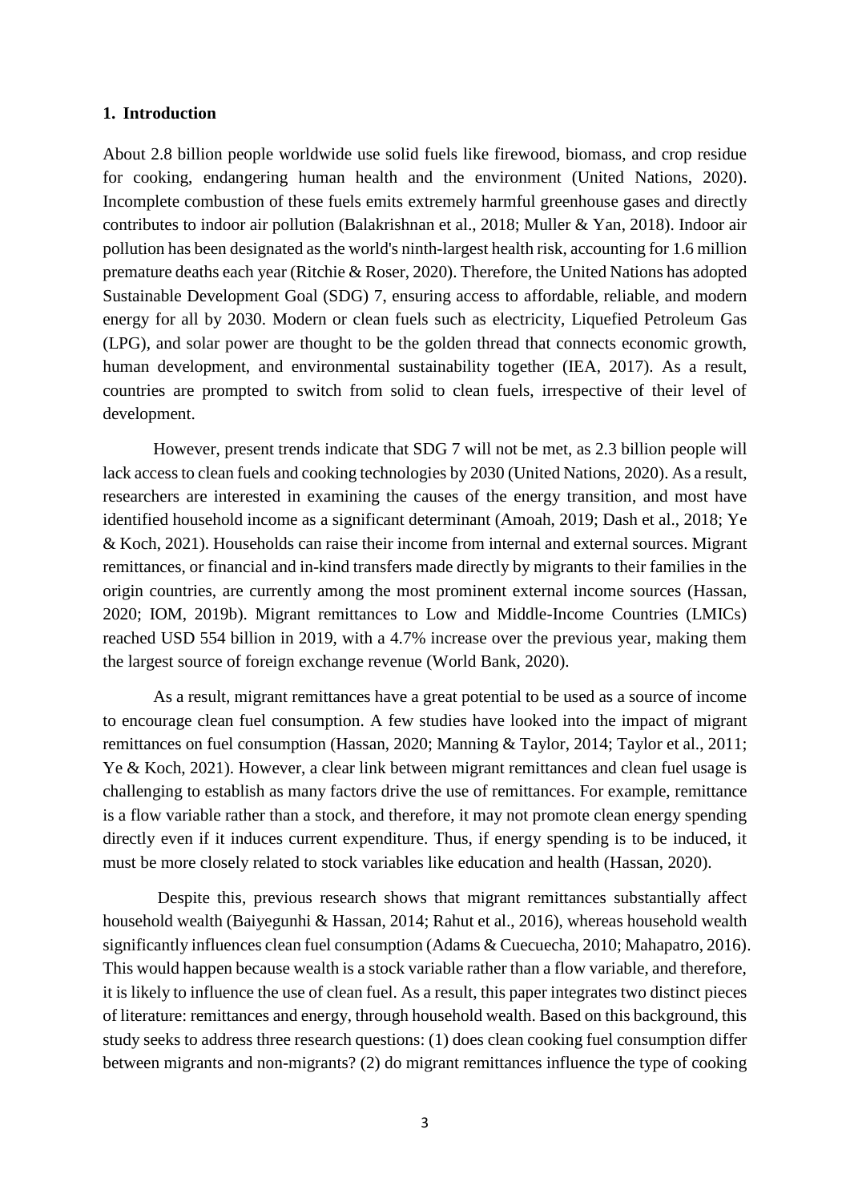## 1. Introduction

About 2.8 billion people worldwide use solid fuels like firewood, biomass, and crop residue for cooking, endangering human health and the environment (United Nations, 2020). Incomplete combustion of these fuels emits extremely harmful greenhouse gases and directly contributes to indoor air pollution (Balakrishnan et al., 2018; Muller & Yan, 2018). Indoor air pollution has been designated as the world's ninth-largest health risk, accounting for 1.6 million premature deaths each year (Ritchie & Roser, 2020). Therefore, the United Nations has adopted Sustainable Development Goal (SDG) 7, ensuring access to affordable, reliable, and modern energy for all by 2030. Modern or clean fuels such as electricity, Liquefied Petroleum Gas (LPG), and solar power are thought to be the golden thread that connects economic growth, human development, and environmental sustainability together (IEA, 2017). As a result, countries are prompted to switch from solid to clean fuels, irrespective of their level of development.

However, present trends indicate that SDG 7 will not be met, as 2.3 billion people will lack access to clean fuels and cooking technologies by 2030 (United Nations, 2020). As a result, researchers are interested in examining the causes of the energy transition, and most have identified household income as a significant determinant (Amoah, 2019; Dash et al., 2018; Ye & Koch, 2021). Households can raise their income from internal and external sources. Migrant remittances, or financial and in-kind transfers made directly by migrants to their families in the origin countries, are currently among the most prominent external income sources (Hassan, 2020; IOM, 2019b). Migrant remittances to Low and Middle-Income Countries (LMICs) reached USD 554 billion in 2019, with a 4.7% increase over the previous year, making them the largest source of foreign exchange revenue (World Bank, 2020).

As a result, migrant remittances have a great potential to be used as a source of income to encourage clean fuel consumption. A few studies have looked into the impact of migrant remittances on fuel consumption (Hassan, 2020; Manning & Taylor, 2014; Taylor et al., 2011; Ye & Koch, 2021). However, a clear link between migrant remittances and clean fuel usage is challenging to establish as many factors drive the use of remittances. For example, remittance is a flow variable rather than a stock, and therefore, it may not promote clean energy spending directly even if it induces current expenditure. Thus, if energy spending is to be induced, it must be more closely related to stock variables like education and health (Hassan, 2020).

Despite this, previous research shows that migrant remittances substantially affect household wealth (Baiyegunhi & Hassan, 2014; Rahut et al., 2016), whereas household wealth significantly influences clean fuel consumption (Adams & Cuecuecha, 2010; Mahapatro, 2016). This would happen because wealth is a stock variable rather than a flow variable, and therefore, it is likely to influence the use of clean fuel. As a result, this paper integrates two distinct pieces of literature: remittances and energy, through household wealth. Based on this background, this study seeks to address three research questions: (1) does clean cooking fuel consumption differ between migrants and non-migrants? (2) do migrant remittances influence the type of cooking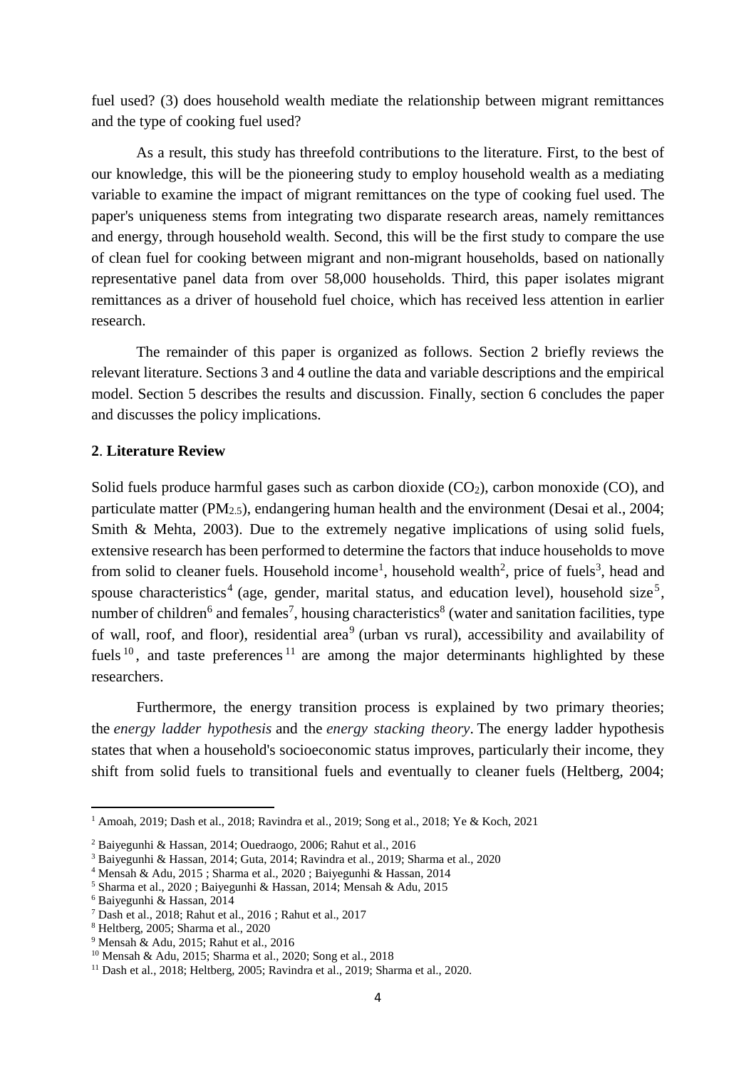fuel used? (3) does household wealth mediate the relationship between migrant remittances and the type of cooking fuel used?

As a result, this study has threefold contributions to the literature. First, to the best of our knowledge, this will be the pioneering study to employ household wealth as a mediating variable to examine the impact of migrant remittances on the type of cooking fuel used. The paper's uniqueness stems from integrating two disparate research areas, namely remittances and energy, through household wealth. Second, this will be the first study to compare the use of clean fuel for cooking between migrant and non-migrant households, based on nationally representative panel data from over 58,000 households. Third, this paper isolates migrant remittances as a driver of household fuel choice, which has received less attention in earlier research.

The remainder of this paper is organized as follows. Section 2 briefly reviews the relevant literature. Sections 3 and 4 outline the data and variable descriptions and the empirical model. Section 5 describes the results and discussion. Finally, section 6 concludes the paper and discusses the policy implications.

## 2. Literature Review

Solid fuels produce harmful gases such as carbon dioxide ($CO_2$), carbon monoxide (CO), and particulate matter ($PM_{2.5}$), endangering human health and the environment (Desai et al., 2004; Smith & Mehta, 2003). Due to the extremely negative implications of using solid fuels, extensive research has been performed to determine the factors that induce households to move from solid to cleaner fuels. Household income[1], household wealth[2], price of fuels[3], head and spouse characteristics[4] (age, gender, marital status, and education level), household size[5], number of children[6] and females[7], housing characteristics[8] (water and sanitation facilities, type of wall, roof, and floor), residential area[9] (urban vs rural), accessibility and availability of fuels[10], and taste preferences[11] are among the major determinants highlighted by these researchers.

Furthermore, the energy transition process is explained by two primary theories; the *energy ladder hypothesis* and the *energy stacking theory*. The energy ladder hypothesis states that when a household's socioeconomic status improves, particularly their income, they shift from solid fuels to transitional fuels and eventually to cleaner fuels (Heltberg, 2004;

---

[1] Amoah, 2019; Dash et al., 2018; Ravindra et al., 2019; Song et al., 2018; Ye & Koch, 2021

[2] Baiyegunhi & Hassan, 2014; Ouedraogo, 2006; Rahut et al., 2016

[3] Baiyegunhi & Hassan, 2014; Guta, 2014; Ravindra et al., 2019; Sharma et al., 2020

[4] Mensah & Adu, 2015 ; Sharma et al., 2020 ; Baiyegunhi & Hassan, 2014

[5] Sharma et al., 2020 ; Baiyegunhi & Hassan, 2014; Mensah & Adu, 2015

[6] Baiyegunhi & Hassan, 2014

[7] Dash et al., 2018; Rahut et al., 2016 ; Rahut et al., 2017

[8] Heltberg, 2005; Sharma et al., 2020

[9] Mensah & Adu, 2015; Rahut et al., 2016

[10] Mensah & Adu, 2015; Sharma et al., 2020; Song et al., 2018

[11] Dash et al., 2018; Heltberg, 2005; Ravindra et al., 2019; Sharma et al., 2020.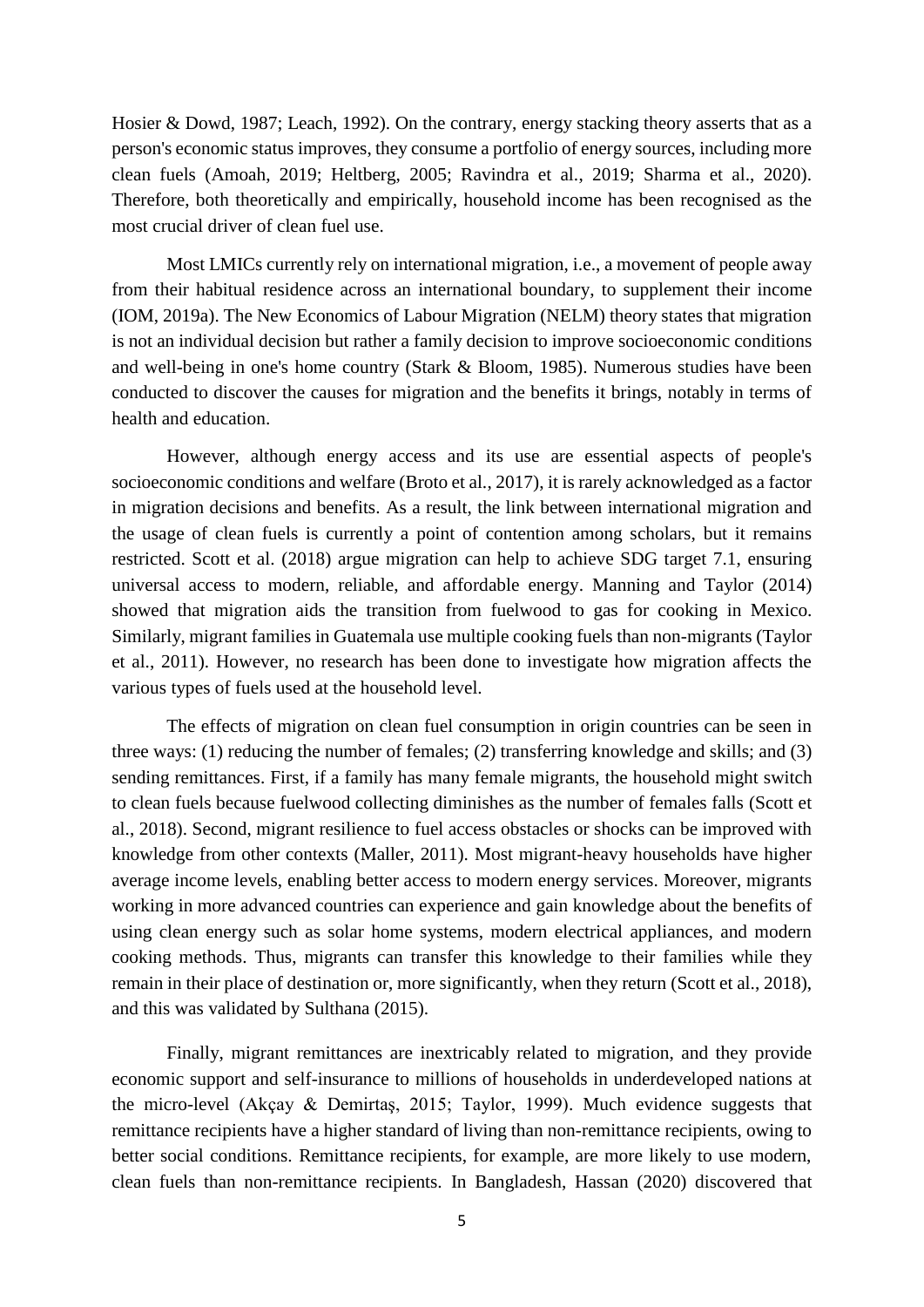Hosier & Dowd, 1987; Leach, 1992). On the contrary, energy stacking theory asserts that as a person's economic status improves, they consume a portfolio of energy sources, including more clean fuels (Amoah, 2019; Heltberg, 2005; Ravindra et al., 2019; Sharma et al., 2020). Therefore, both theoretically and empirically, household income has been recognised as the most crucial driver of clean fuel use.

Most LMICs currently rely on international migration, i.e., a movement of people away from their habitual residence across an international boundary, to supplement their income (IOM, 2019a). The New Economics of Labour Migration (NELM) theory states that migration is not an individual decision but rather a family decision to improve socioeconomic conditions and well-being in one's home country (Stark & Bloom, 1985). Numerous studies have been conducted to discover the causes for migration and the benefits it brings, notably in terms of health and education.

However, although energy access and its use are essential aspects of people's socioeconomic conditions and welfare (Broto et al., 2017), it is rarely acknowledged as a factor in migration decisions and benefits. As a result, the link between international migration and the usage of clean fuels is currently a point of contention among scholars, but it remains restricted. Scott et al. (2018) argue migration can help to achieve SDG target 7.1, ensuring universal access to modern, reliable, and affordable energy. Manning and Taylor (2014) showed that migration aids the transition from fuelwood to gas for cooking in Mexico. Similarly, migrant families in Guatemala use multiple cooking fuels than non-migrants (Taylor et al., 2011). However, no research has been done to investigate how migration affects the various types of fuels used at the household level.

The effects of migration on clean fuel consumption in origin countries can be seen in three ways: (1) reducing the number of females; (2) transferring knowledge and skills; and (3) sending remittances. First, if a family has many female migrants, the household might switch to clean fuels because fuelwood collecting diminishes as the number of females falls (Scott et al., 2018). Second, migrant resilience to fuel access obstacles or shocks can be improved with knowledge from other contexts (Maller, 2011). Most migrant-heavy households have higher average income levels, enabling better access to modern energy services. Moreover, migrants working in more advanced countries can experience and gain knowledge about the benefits of using clean energy such as solar home systems, modern electrical appliances, and modern cooking methods. Thus, migrants can transfer this knowledge to their families while they remain in their place of destination or, more significantly, when they return (Scott et al., 2018), and this was validated by Sulthana (2015).

Finally, migrant remittances are inextricably related to migration, and they provide economic support and self-insurance to millions of households in underdeveloped nations at the micro-level (Akçay & Demirtaş, 2015; Taylor, 1999). Much evidence suggests that remittance recipients have a higher standard of living than non-remittance recipients, owing to better social conditions. Remittance recipients, for example, are more likely to use modern, clean fuels than non-remittance recipients. In Bangladesh, Hassan (2020) discovered that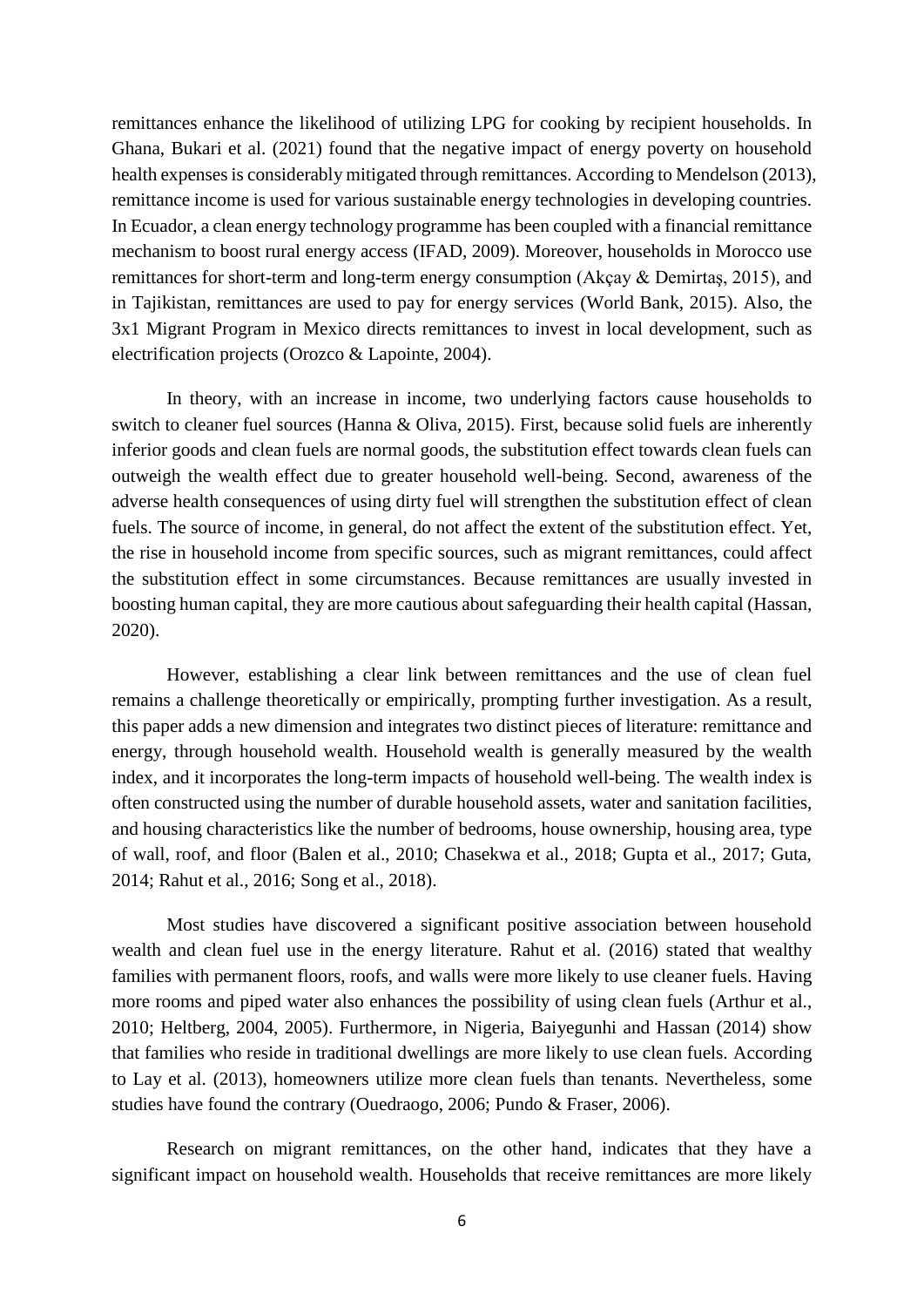remittances enhance the likelihood of utilizing LPG for cooking by recipient households. In Ghana, Bukari et al. (2021) found that the negative impact of energy poverty on household health expenses is considerably mitigated through remittances. According to Mendelson (2013), remittance income is used for various sustainable energy technologies in developing countries. In Ecuador, a clean energy technology programme has been coupled with a financial remittance mechanism to boost rural energy access (IFAD, 2009). Moreover, households in Morocco use remittances for short-term and long-term energy consumption (Akçay & Demirtaş, 2015), and in Tajikistan, remittances are used to pay for energy services (World Bank, 2015). Also, the 3x1 Migrant Program in Mexico directs remittances to invest in local development, such as electrification projects (Orozco & Lapointe, 2004).

In theory, with an increase in income, two underlying factors cause households to switch to cleaner fuel sources (Hanna & Oliva, 2015). First, because solid fuels are inherently inferior goods and clean fuels are normal goods, the substitution effect towards clean fuels can outweigh the wealth effect due to greater household well-being. Second, awareness of the adverse health consequences of using dirty fuel will strengthen the substitution effect of clean fuels. The source of income, in general, do not affect the extent of the substitution effect. Yet, the rise in household income from specific sources, such as migrant remittances, could affect the substitution effect in some circumstances. Because remittances are usually invested in boosting human capital, they are more cautious about safeguarding their health capital (Hassan, 2020).

However, establishing a clear link between remittances and the use of clean fuel remains a challenge theoretically or empirically, prompting further investigation. As a result, this paper adds a new dimension and integrates two distinct pieces of literature: remittance and energy, through household wealth. Household wealth is generally measured by the wealth index, and it incorporates the long-term impacts of household well-being. The wealth index is often constructed using the number of durable household assets, water and sanitation facilities, and housing characteristics like the number of bedrooms, house ownership, housing area, type of wall, roof, and floor (Balen et al., 2010; Chasekwa et al., 2018; Gupta et al., 2017; Guta, 2014; Rahut et al., 2016; Song et al., 2018).

Most studies have discovered a significant positive association between household wealth and clean fuel use in the energy literature. Rahut et al. (2016) stated that wealthy families with permanent floors, roofs, and walls were more likely to use cleaner fuels. Having more rooms and piped water also enhances the possibility of using clean fuels (Arthur et al., 2010; Heltberg, 2004, 2005). Furthermore, in Nigeria, Baiyegunhi and Hassan (2014) show that families who reside in traditional dwellings are more likely to use clean fuels. According to Lay et al. (2013), homeowners utilize more clean fuels than tenants. Nevertheless, some studies have found the contrary (Ouedraogo, 2006; Pundo & Fraser, 2006).

Research on migrant remittances, on the other hand, indicates that they have a significant impact on household wealth. Households that receive remittances are more likely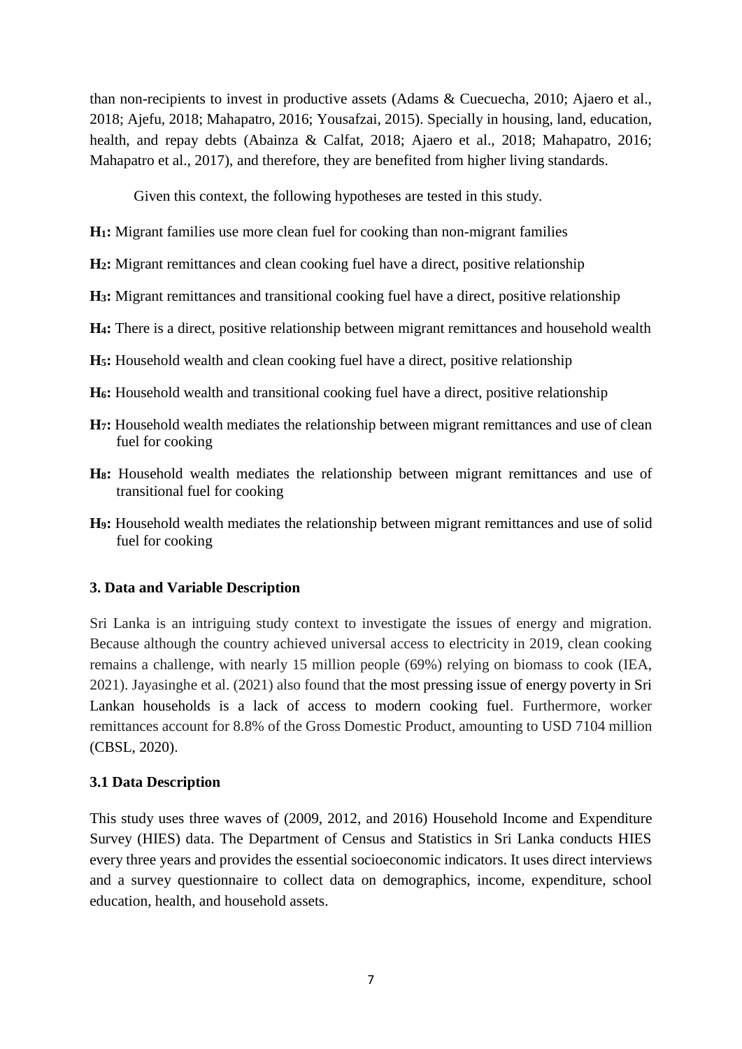than non-recipients to invest in productive assets (Adams & Cuecuecha, 2010; Ajaero et al., 2018; Ajefu, 2018; Mahapatro, 2016; Yousafzai, 2015). Specially in housing, land, education, health, and repay debts (Abainza & Calfat, 2018; Ajaero et al., 2018; Mahapatro, 2016; Mahapatro et al., 2017), and therefore, they are benefited from higher living standards.

Given this context, the following hypotheses are tested in this study.

**$H_1$:** Migrant families use more clean fuel for cooking than non-migrant families

**$H_2$:** Migrant remittances and clean cooking fuel have a direct, positive relationship

**$H_3$:** Migrant remittances and transitional cooking fuel have a direct, positive relationship

**$H_4$:** There is a direct, positive relationship between migrant remittances and household wealth

**$H_5$:** Household wealth and clean cooking fuel have a direct, positive relationship

**$H_6$:** Household wealth and transitional cooking fuel have a direct, positive relationship

**$H_7$:** Household wealth mediates the relationship between migrant remittances and use of clean fuel for cooking

**$H_8$:** Household wealth mediates the relationship between migrant remittances and use of transitional fuel for cooking

**$H_9$:** Household wealth mediates the relationship between migrant remittances and use of solid fuel for cooking

## 3. Data and Variable Description

Sri Lanka is an intriguing study context to investigate the issues of energy and migration. Because although the country achieved universal access to electricity in 2019, clean cooking remains a challenge, with nearly 15 million people (69%) relying on biomass to cook (IEA, 2021). Jayasinghe et al. (2021) also found that the most pressing issue of energy poverty in Sri Lankan households is a lack of access to modern cooking fuel. Furthermore, worker remittances account for 8.8% of the Gross Domestic Product, amounting to USD 7104 million (CBSL, 2020).

### 3.1 Data Description

This study uses three waves of (2009, 2012, and 2016) Household Income and Expenditure Survey (HIES) data. The Department of Census and Statistics in Sri Lanka conducts HIES every three years and provides the essential socioeconomic indicators. It uses direct interviews and a survey questionnaire to collect data on demographics, income, expenditure, school education, health, and household assets.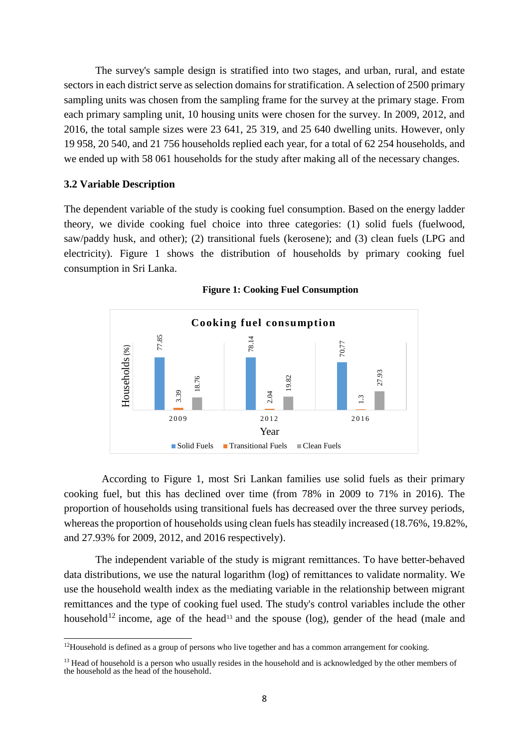The survey's sample design is stratified into two stages, and urban, rural, and estate sectors in each district serve as selection domains for stratification. A selection of 2500 primary sampling units was chosen from the sampling frame for the survey at the primary stage. From each primary sampling unit, 10 housing units were chosen for the survey. In 2009, 2012, and 2016, the total sample sizes were 23 641, 25 319, and 25 640 dwelling units. However, only 19 958, 20 540, and 21 756 households replied each year, for a total of 62 254 households, and we ended up with 58 061 households for the study after making all of the necessary changes.

### 3.2 Variable Description

The dependent variable of the study is cooking fuel consumption. Based on the energy ladder theory, we divide cooking fuel choice into three categories: (1) solid fuels (fuelwood, saw/paddy husk, and other); (2) transitional fuels (kerosene); and (3) clean fuels (LPG and electricity). Figure 1 shows the distribution of households by primary cooking fuel consumption in Sri Lanka.

**Figure 1: Cooking Fuel Consumption**

| Year | Solid Fuels | Transitional Fuels | Clean Fuels |
|---|---|---|---|
| 2009 | 77.85 | 3.39 | 18.76 |
| 2012 | 78.14 | 2.04 | 19.82 |
| 2016 | 70.77 | 1.3 | 27.93 |

According to Figure 1, most Sri Lankan families use solid fuels as their primary cooking fuel, but this has declined over time (from 78% in 2009 to 71% in 2016). The proportion of households using transitional fuels has decreased over the three survey periods, whereas the proportion of households using clean fuels has steadily increased (18.76%, 19.82%, and 27.93% for 2009, 2012, and 2016 respectively).

The independent variable of the study is migrant remittances. To have better-behaved data distributions, we use the natural logarithm (log) of remittances to validate normality. We use the household wealth index as the mediating variable in the relationship between migrant remittances and the type of cooking fuel used. The study's control variables include the other household[12] income, age of the head[13] and the spouse (log), gender of the head (male and

[12] Household is defined as a group of persons who live together and has a common arrangement for cooking.

[13] Head of household is a person who usually resides in the household and is acknowledged by the other members of the household as the head of the household.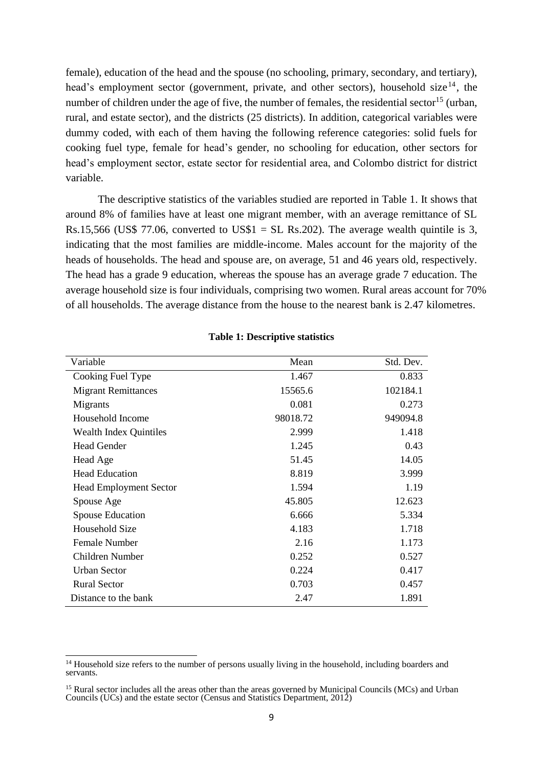female), education of the head and the spouse (no schooling, primary, secondary, and tertiary), head's employment sector (government, private, and other sectors), household size[14], the number of children under the age of five, the number of females, the residential sector[15] (urban, rural, and estate sector), and the districts (25 districts). In addition, categorical variables were dummy coded, with each of them having the following reference categories: solid fuels for cooking fuel type, female for head's gender, no schooling for education, other sectors for head's employment sector, estate sector for residential area, and Colombo district for district variable.

The descriptive statistics of the variables studied are reported in Table 1. It shows that around 8% of families have at least one migrant member, with an average remittance of SL Rs.15,566 (US$ 77.06, converted to US$1 = SL Rs.202). The average wealth quintile is 3, indicating that the most families are middle-income. Males account for the majority of the heads of households. The head and spouse are, on average, 51 and 46 years old, respectively. The head has a grade 9 education, whereas the spouse has an average grade 7 education. The average household size is four individuals, comprising two women. Rural areas account for 70% of all households. The average distance from the house to the nearest bank is 2.47 kilometres.

**Table 1: Descriptive statistics**

| Variable | Mean | Std. Dev. |
|---|---|---|
| Cooking Fuel Type | 1.467 | 0.833 |
| Migrant Remittances | 15565.6 | 102184.1 |
| Migrants | 0.081 | 0.273 |
| Household Income | 98018.72 | 949094.8 |
| Wealth Index Quintiles | 2.999 | 1.418 |
| Head Gender | 1.245 | 0.43 |
| Head Age | 51.45 | 14.05 |
| Head Education | 8.819 | 3.999 |
| Head Employment Sector | 1.594 | 1.19 |
| Spouse Age | 45.805 | 12.623 |
| Spouse Education | 6.666 | 5.334 |
| Household Size | 4.183 | 1.718 |
| Female Number | 2.16 | 1.173 |
| Children Number | 0.252 | 0.527 |
| Urban Sector | 0.224 | 0.417 |
| Rural Sector | 0.703 | 0.457 |
| Distance to the bank | 2.47 | 1.891 |

[14] Household size refers to the number of persons usually living in the household, including boarders and servants.

[15] Rural sector includes all the areas other than the areas governed by Municipal Councils (MCs) and Urban Councils (UCs) and the estate sector (Census and Statistics Department, 2012)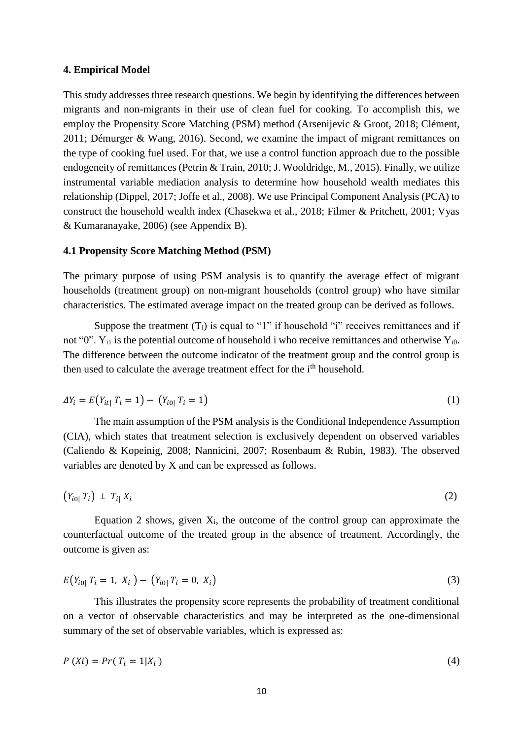#### 4. Empirical Model

This study addresses three research questions. We begin by identifying the differences between migrants and non-migrants in their use of clean fuel for cooking. To accomplish this, we employ the Propensity Score Matching (PSM) method (Arsenijevic & Groot, 2018; Clément, 2011; Démurger & Wang, 2016). Second, we examine the impact of migrant remittances on the type of cooking fuel used. For that, we use a control function approach due to the possible endogeneity of remittances (Petrin & Train, 2010; J. Wooldridge, M., 2015). Finally, we utilize instrumental variable mediation analysis to determine how household wealth mediates this relationship (Dippel, 2017; Joffe et al., 2008). We use Principal Component Analysis (PCA) to construct the household wealth index (Chasekwa et al., 2018; Filmer & Pritchett, 2001; Vyas & Kumaranayake, 2006) (see Appendix B).

#### 4.1 Propensity Score Matching Method (PSM)

The primary purpose of using PSM analysis is to quantify the average effect of migrant households (treatment group) on non-migrant households (control group) who have similar characteristics. The estimated average impact on the treated group can be derived as follows.

Suppose the treatment ($T_i$) is equal to "1" if household "i" receives remittances and if not "0". $Y_{i1}$ is the potential outcome of household i who receive remittances and otherwise $Y_{i0}$. The difference between the outcome indicator of the treatment group and the control group is then used to calculate the average treatment effect for the i[th] household.

$$\Delta Y_i = E\left(Y_{it|}\, T_i = 1\right) - \left(Y_{i0|}\, T_i = 1\right) \tag{1}$$

The main assumption of the PSM analysis is the Conditional Independence Assumption (CIA), which states that treatment selection is exclusively dependent on observed variables (Caliendo & Kopeinig, 2008; Nannicini, 2007; Rosenbaum & Rubin, 1983). The observed variables are denoted by X and can be expressed as follows.

$$\left(Y_{i0|}\, T_i\right) \perp T_{i|}\, X_i \tag{2}$$

Equation 2 shows, given $X_i$, the outcome of the control group can approximate the counterfactual outcome of the treated group in the absence of treatment. Accordingly, the outcome is given as:

$$E\left(Y_{i0|}\, T_i = 1,\ X_i\right) - \left(Y_{i0|}\, T_i = 0,\ X_i\right) \tag{3}$$

This illustrates the propensity score represents the probability of treatment conditional on a vector of observable characteristics and may be interpreted as the one-dimensional summary of the set of observable variables, which is expressed as:

$$P\ (Xi) = Pr(\ T_i = 1|X_i\ ) \tag{4}$$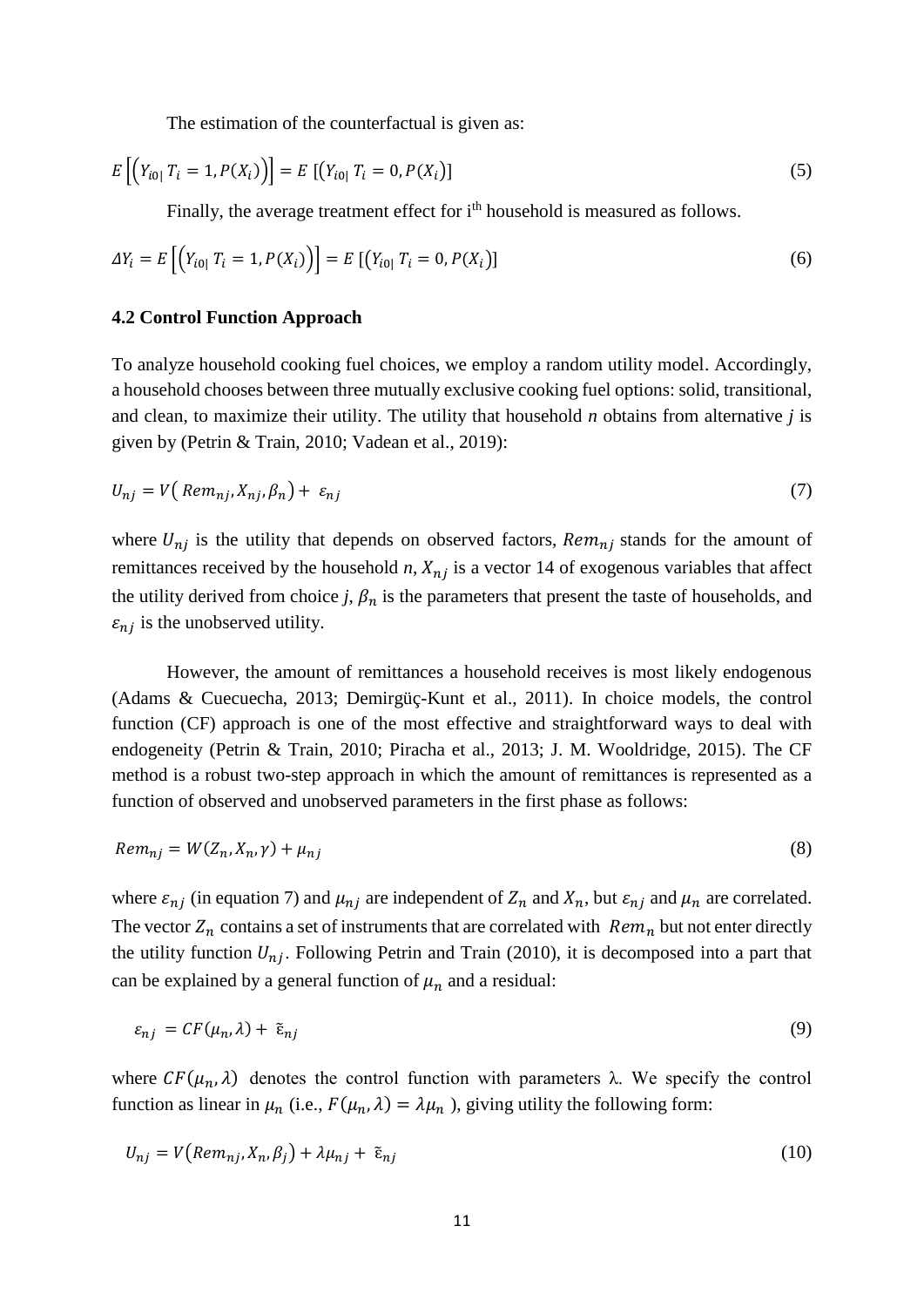The estimation of the counterfactual is given as:

$$E\left[\left(Y_{i0|}\, T_i = 1, P(X_i)\right)\right] = E\left[\left(Y_{i0|}\, T_i = 0, P(X_i)\right)\right] \tag{5}$$

Finally, the average treatment effect for i[th] household is measured as follows.

$$\Delta Y_i = E\left[\left(Y_{i0|}\, T_i = 1, P(X_i)\right)\right] = E\left[\left(Y_{i0|}\, T_i = 0, P(X_i)\right)\right] \tag{6}$$

### 4.2 Control Function Approach

To analyze household cooking fuel choices, we employ a random utility model. Accordingly, a household chooses between three mutually exclusive cooking fuel options: solid, transitional, and clean, to maximize their utility. The utility that household *n* obtains from alternative *j* is given by (Petrin & Train, 2010; Vadean et al., 2019):

$$U_{nj} = V\left( Rem_{nj}, X_{nj}, \beta_n\right) + \varepsilon_{nj} \tag{7}$$

where $U_{nj}$ is the utility that depends on observed factors, $Rem_{nj}$ stands for the amount of remittances received by the household *n*, $X_{nj}$ is a vector 14 of exogenous variables that affect the utility derived from choice *j*, $\beta_n$ is the parameters that present the taste of households, and $\varepsilon_{nj}$ is the unobserved utility.

However, the amount of remittances a household receives is most likely endogenous (Adams & Cuecuecha, 2013; Demirgüç-Kunt et al., 2011). In choice models, the control function (CF) approach is one of the most effective and straightforward ways to deal with endogeneity (Petrin & Train, 2010; Piracha et al., 2013; J. M. Wooldridge, 2015). The CF method is a robust two-step approach in which the amount of remittances is represented as a function of observed and unobserved parameters in the first phase as follows:

$$Rem_{nj} = W(Z_n, X_n, \gamma) + \mu_{nj} \tag{8}$$

where $\varepsilon_{nj}$ (in equation 7) and $\mu_{nj}$ are independent of $Z_n$ and $X_n$, but $\varepsilon_{nj}$ and $\mu_n$ are correlated. The vector $Z_n$ contains a set of instruments that are correlated with $Rem_n$ but not enter directly the utility function $U_{nj}$. Following Petrin and Train (2010), it is decomposed into a part that can be explained by a general function of $\mu_n$ and a residual:

$$\varepsilon_{nj} = CF(\mu_n, \lambda) + \tilde{\varepsilon}_{nj} \tag{9}$$

where $CF(\mu_n, \lambda)$ denotes the control function with parameters λ. We specify the control function as linear in $\mu_n$ (i.e., $F(\mu_n, \lambda) = \lambda\mu_n$ ), giving utility the following form:

$$U_{nj} = V\left(Rem_{nj}, X_n, \beta_j\right) + \lambda\mu_{nj} + \tilde{\varepsilon}_{nj} \tag{10}$$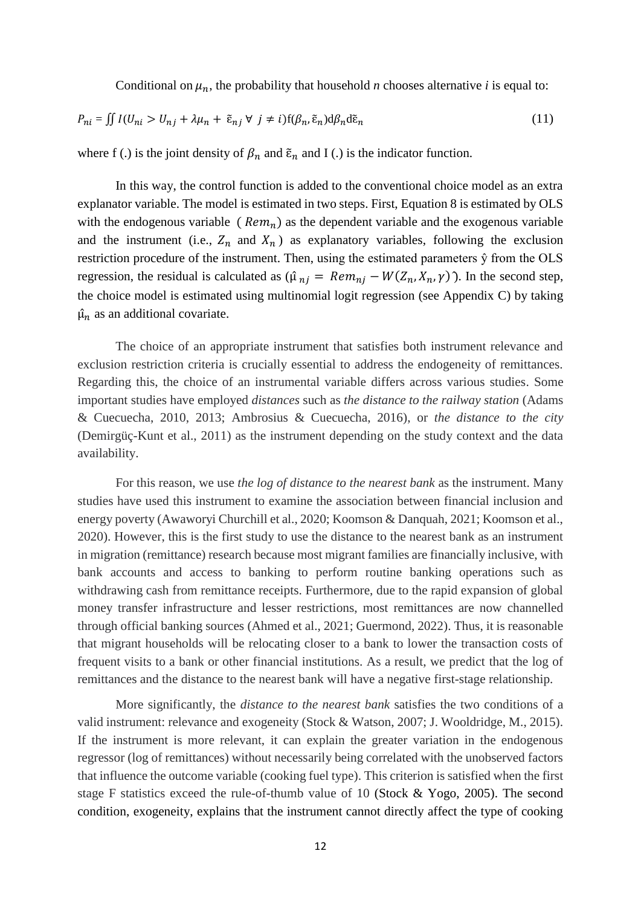Conditional on $\mu_n$, the probability that household *n* chooses alternative *i* is equal to:

$$P_{ni} = \iint I(U_{ni} > U_{nj} + \lambda\mu_n + \tilde{\varepsilon}_{nj} \; \forall \; j \neq i) f(\beta_n, \tilde{\varepsilon}_n) d\beta_n d\tilde{\varepsilon}_n \tag{11}$$

where f (.) is the joint density of $\beta_n$ and $\tilde{\varepsilon}_n$ and I (.) is the indicator function.

In this way, the control function is added to the conventional choice model as an extra explanator variable. The model is estimated in two steps. First, Equation 8 is estimated by OLS with the endogenous variable ( $Rem_n$) as the dependent variable and the exogenous variable and the instrument (i.e., $Z_n$ and $X_n$ ) as explanatory variables, following the exclusion restriction procedure of the instrument. Then, using the estimated parameters ŷ from the OLS regression, the residual is calculated as ($\hat{\mu}_{nj} = Rem_{nj} - W(Z_n, X_n, \gamma)$). In the second step, the choice model is estimated using multinomial logit regression (see Appendix C) by taking $\hat{\mu}_n$ as an additional covariate.

The choice of an appropriate instrument that satisfies both instrument relevance and exclusion restriction criteria is crucially essential to address the endogeneity of remittances. Regarding this, the choice of an instrumental variable differs across various studies. Some important studies have employed *distances* such as *the distance to the railway station* (Adams & Cuecuecha, 2010, 2013; Ambrosius & Cuecuecha, 2016), or *the distance to the city* (Demirgüç-Kunt et al., 2011) as the instrument depending on the study context and the data availability.

For this reason, we use *the log of distance to the nearest bank* as the instrument. Many studies have used this instrument to examine the association between financial inclusion and energy poverty (Awaworyi Churchill et al., 2020; Koomson & Danquah, 2021; Koomson et al., 2020). However, this is the first study to use the distance to the nearest bank as an instrument in migration (remittance) research because most migrant families are financially inclusive, with bank accounts and access to banking to perform routine banking operations such as withdrawing cash from remittance receipts. Furthermore, due to the rapid expansion of global money transfer infrastructure and lesser restrictions, most remittances are now channelled through official banking sources (Ahmed et al., 2021; Guermond, 2022). Thus, it is reasonable that migrant households will be relocating closer to a bank to lower the transaction costs of frequent visits to a bank or other financial institutions. As a result, we predict that the log of remittances and the distance to the nearest bank will have a negative first-stage relationship.

More significantly, the *distance to the nearest bank* satisfies the two conditions of a valid instrument: relevance and exogeneity (Stock & Watson, 2007; J. Wooldridge, M., 2015). If the instrument is more relevant, it can explain the greater variation in the endogenous regressor (log of remittances) without necessarily being correlated with the unobserved factors that influence the outcome variable (cooking fuel type). This criterion is satisfied when the first stage F statistics exceed the rule-of-thumb value of 10 (Stock & Yogo, 2005). The second condition, exogeneity, explains that the instrument cannot directly affect the type of cooking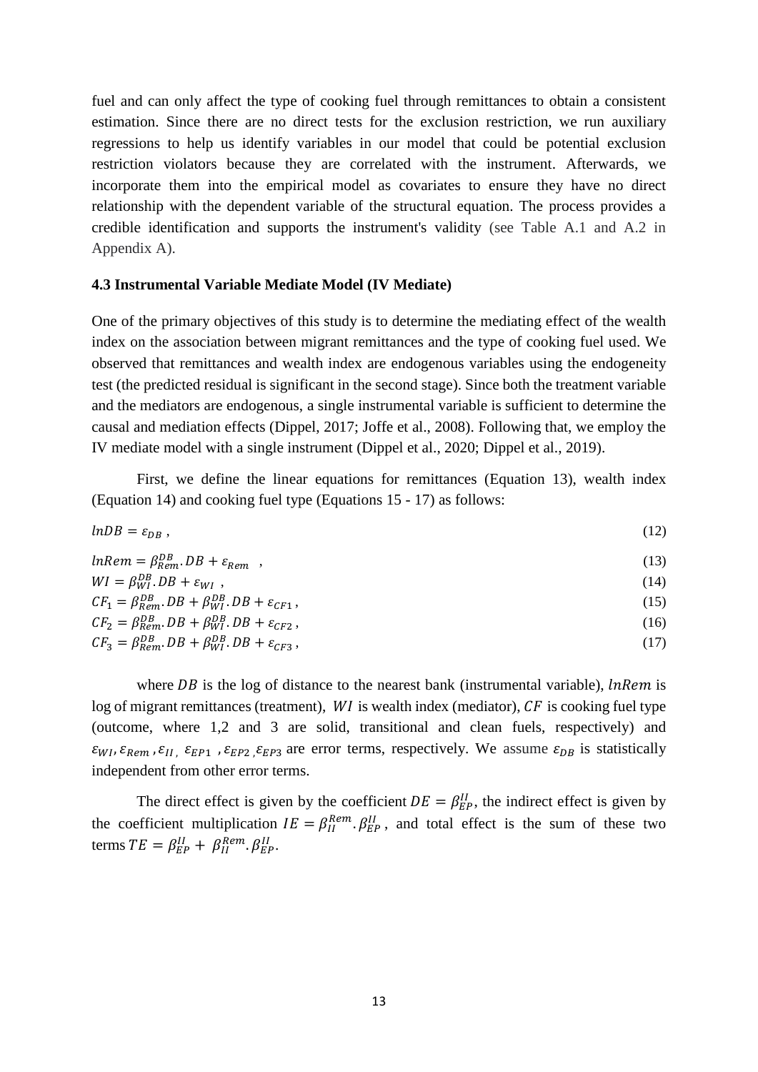fuel and can only affect the type of cooking fuel through remittances to obtain a consistent estimation. Since there are no direct tests for the exclusion restriction, we run auxiliary regressions to help us identify variables in our model that could be potential exclusion restriction violators because they are correlated with the instrument. Afterwards, we incorporate them into the empirical model as covariates to ensure they have no direct relationship with the dependent variable of the structural equation. The process provides a credible identification and supports the instrument's validity (see Table A.1 and A.2 in Appendix A).

### 4.3 Instrumental Variable Mediate Model (IV Mediate)

One of the primary objectives of this study is to determine the mediating effect of the wealth index on the association between migrant remittances and the type of cooking fuel used. We observed that remittances and wealth index are endogenous variables using the endogeneity test (the predicted residual is significant in the second stage). Since both the treatment variable and the mediators are endogenous, a single instrumental variable is sufficient to determine the causal and mediation effects (Dippel, 2017; Joffe et al., 2008). Following that, we employ the IV mediate model with a single instrument (Dippel et al., 2020; Dippel et al., 2019).

First, we define the linear equations for remittances (Equation 13), wealth index (Equation 14) and cooking fuel type (Equations 15 - 17) as follows:

$$lnDB = \varepsilon_{DB} \,, \tag{12}$$

$$lnRem = \beta_{Rem}^{DB}.DB + \varepsilon_{Rem} \,, \tag{13}$$

$$WI = \beta_{WI}^{DB}.DB + \varepsilon_{WI} \,, \tag{14}$$

$$CF_1 = \beta_{Rem}^{DB}.DB + \beta_{WI}^{DB}.DB + \varepsilon_{CF1} \,, \tag{15}$$

$$CF_2 = \beta_{Rem}^{DB}.DB + \beta_{WI}^{DB}.DB + \varepsilon_{CF2} \,, \tag{16}$$

$$CF_3 = \beta_{Rem}^{DB}.DB + \beta_{WI}^{DB}.DB + \varepsilon_{CF3} \,, \tag{17}$$

where $DB$ is the log of distance to the nearest bank (instrumental variable), $lnRem$ is log of migrant remittances (treatment), $WI$ is wealth index (mediator), $CF$ is cooking fuel type (outcome, where 1,2 and 3 are solid, transitional and clean fuels, respectively) and $\varepsilon_{WI}, \varepsilon_{Rem}, \varepsilon_{II}, \varepsilon_{EP1}, \varepsilon_{EP2}, \varepsilon_{EP3}$ are error terms, respectively. We assume $\varepsilon_{DB}$ is statistically independent from other error terms.

The direct effect is given by the coefficient $DE = \beta_{EP}^{II}$, the indirect effect is given by the coefficient multiplication $IE = \beta_{II}^{Rem}.\beta_{EP}^{II}$, and total effect is the sum of these two terms $TE = \beta_{EP}^{II} + \beta_{II}^{Rem}.\beta_{EP}^{II}$.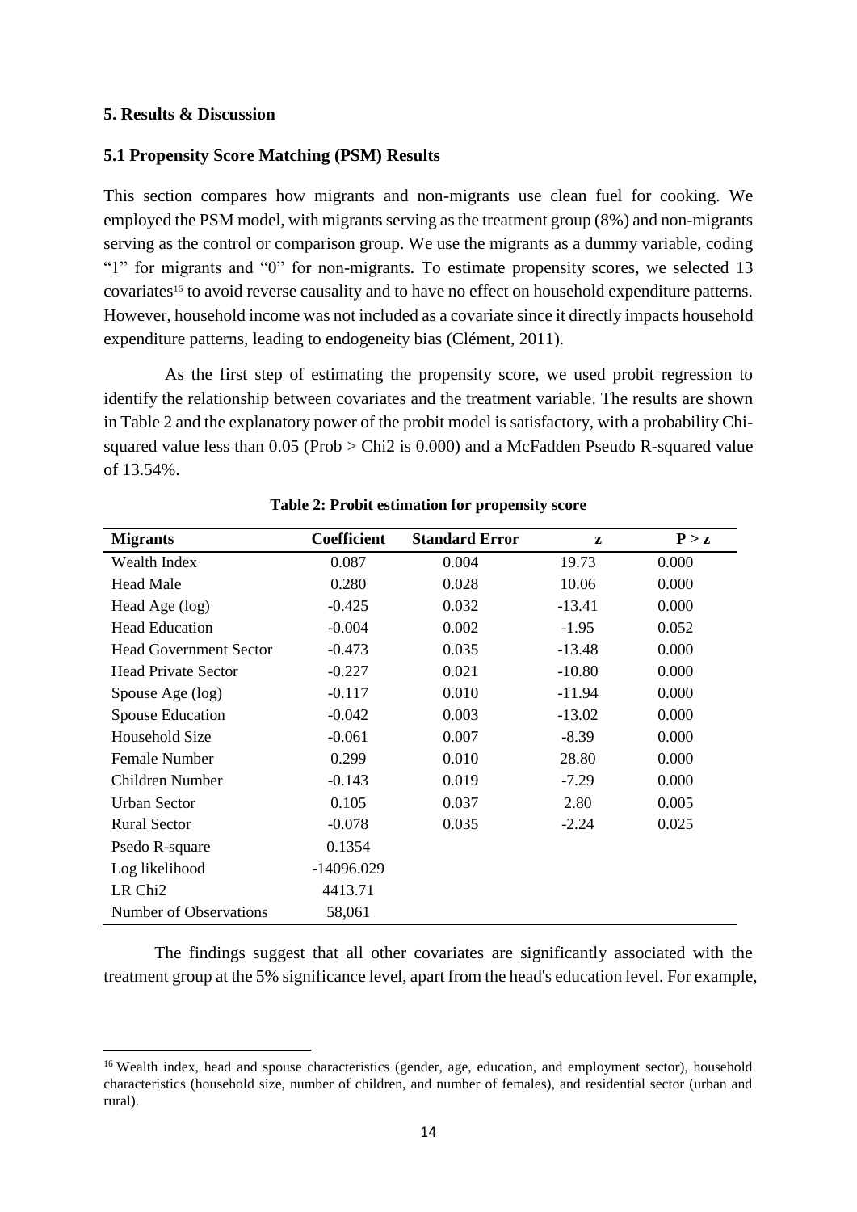### 5. Results & Discussion

### 5.1 Propensity Score Matching (PSM) Results

This section compares how migrants and non-migrants use clean fuel for cooking. We employed the PSM model, with migrants serving as the treatment group (8%) and non-migrants serving as the control or comparison group. We use the migrants as a dummy variable, coding "1" for migrants and "0" for non-migrants. To estimate propensity scores, we selected 13 covariates[16] to avoid reverse causality and to have no effect on household expenditure patterns. However, household income was not included as a covariate since it directly impacts household expenditure patterns, leading to endogeneity bias (Clément, 2011).

As the first step of estimating the propensity score, we used probit regression to identify the relationship between covariates and the treatment variable. The results are shown in Table 2 and the explanatory power of the probit model is satisfactory, with a probability Chi-squared value less than 0.05 (Prob > Chi2 is 0.000) and a McFadden Pseudo R-squared value of 13.54%.

**Table 2: Probit estimation for propensity score**

| Migrants | Coefficient | Standard Error | z | P > z |
|---|---|---|---|---|
| Wealth Index | 0.087 | 0.004 | 19.73 | 0.000 |
| Head Male | 0.280 | 0.028 | 10.06 | 0.000 |
| Head Age (log) | -0.425 | 0.032 | -13.41 | 0.000 |
| Head Education | -0.004 | 0.002 | -1.95 | 0.052 |
| Head Government Sector | -0.473 | 0.035 | -13.48 | 0.000 |
| Head Private Sector | -0.227 | 0.021 | -10.80 | 0.000 |
| Spouse Age (log) | -0.117 | 0.010 | -11.94 | 0.000 |
| Spouse Education | -0.042 | 0.003 | -13.02 | 0.000 |
| Household Size | -0.061 | 0.007 | -8.39 | 0.000 |
| Female Number | 0.299 | 0.010 | 28.80 | 0.000 |
| Children Number | -0.143 | 0.019 | -7.29 | 0.000 |
| Urban Sector | 0.105 | 0.037 | 2.80 | 0.005 |
| Rural Sector | -0.078 | 0.035 | -2.24 | 0.025 |
| Psedo R-square | 0.1354 | | | |
| Log likelihood | -14096.029 | | | |
| LR Chi2 | 4413.71 | | | |
| Number of Observations | 58,061 | | | |

The findings suggest that all other covariates are significantly associated with the treatment group at the 5% significance level, apart from the head's education level. For example,

[16] Wealth index, head and spouse characteristics (gender, age, education, and employment sector), household characteristics (household size, number of children, and number of females), and residential sector (urban and rural).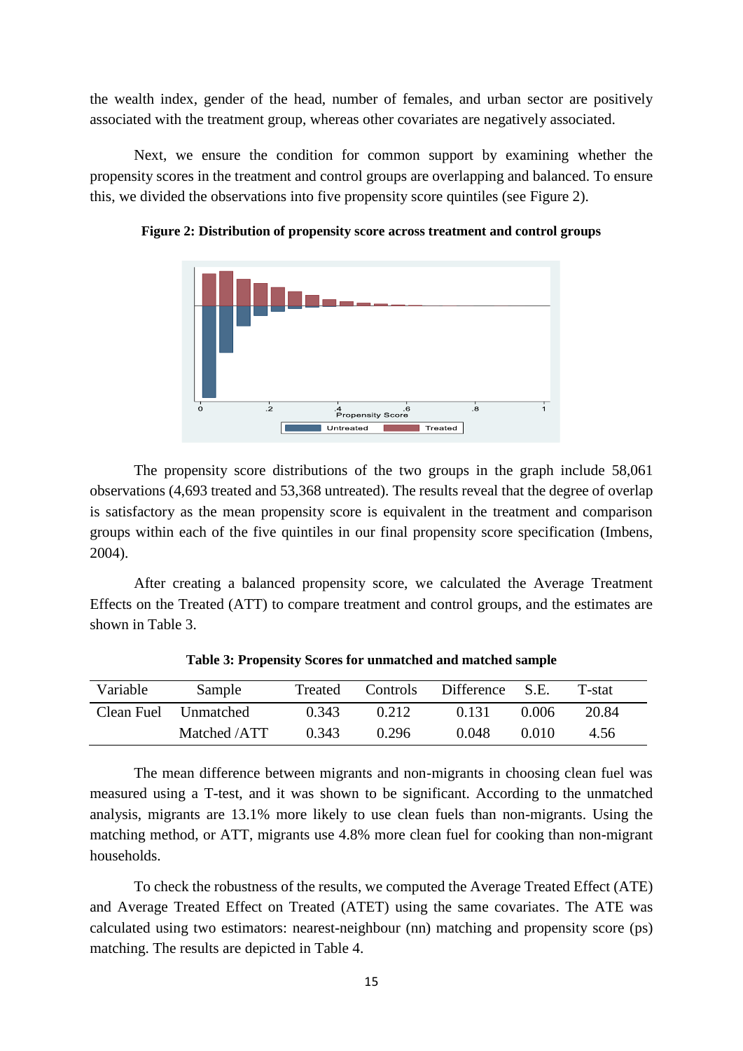the wealth index, gender of the head, number of females, and urban sector are positively associated with the treatment group, whereas other covariates are negatively associated.

Next, we ensure the condition for common support by examining whether the propensity scores in the treatment and control groups are overlapping and balanced. To ensure this, we divided the observations into five propensity score quintiles (see Figure 2).

**Figure 2: Distribution of propensity score across treatment and control groups**

The propensity score distributions of the two groups in the graph include 58,061 observations (4,693 treated and 53,368 untreated). The results reveal that the degree of overlap is satisfactory as the mean propensity score is equivalent in the treatment and comparison groups within each of the five quintiles in our final propensity score specification (Imbens, 2004).

After creating a balanced propensity score, we calculated the Average Treatment Effects on the Treated (ATT) to compare treatment and control groups, and the estimates are shown in Table 3.

**Table 3: Propensity Scores for unmatched and matched sample**

| Variable | Sample | Treated | Controls | Difference | S.E. | T-stat |
|---|---|---|---|---|---|---|
| Clean Fuel | Unmatched | 0.343 | 0.212 | 0.131 | 0.006 | 20.84 |
| | Matched /ATT | 0.343 | 0.296 | 0.048 | 0.010 | 4.56 |

The mean difference between migrants and non-migrants in choosing clean fuel was measured using a T-test, and it was shown to be significant. According to the unmatched analysis, migrants are 13.1% more likely to use clean fuels than non-migrants. Using the matching method, or ATT, migrants use 4.8% more clean fuel for cooking than non-migrant households.

To check the robustness of the results, we computed the Average Treated Effect (ATE) and Average Treated Effect on Treated (ATET) using the same covariates. The ATE was calculated using two estimators: nearest-neighbour (nn) matching and propensity score (ps) matching. The results are depicted in Table 4.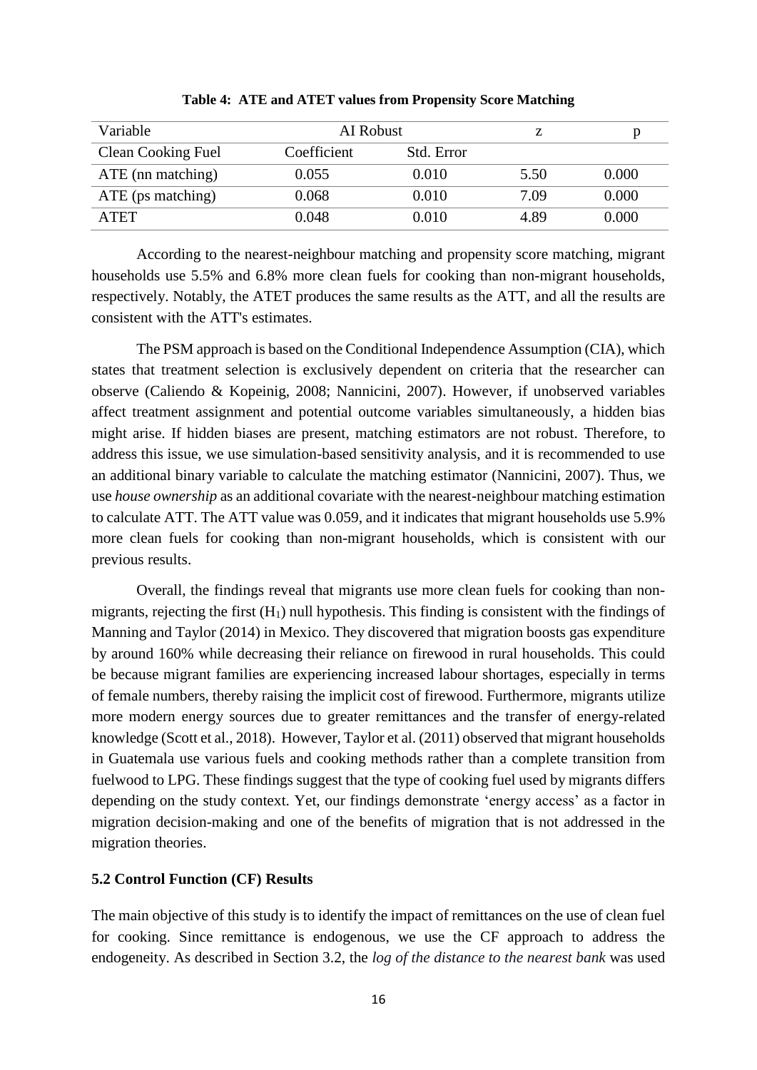**Table 4: ATE and ATET values from Propensity Score Matching**

| Variable | AI Robust | | z | p |
|---|---|---|---|---|
| Clean Cooking Fuel | Coefficient | Std. Error | | |
| ATE (nn matching) | 0.055 | 0.010 | 5.50 | 0.000 |
| ATE (ps matching) | 0.068 | 0.010 | 7.09 | 0.000 |
| ATET | 0.048 | 0.010 | 4.89 | 0.000 |

According to the nearest-neighbour matching and propensity score matching, migrant households use 5.5% and 6.8% more clean fuels for cooking than non-migrant households, respectively. Notably, the ATET produces the same results as the ATT, and all the results are consistent with the ATT's estimates.

The PSM approach is based on the Conditional Independence Assumption (CIA), which states that treatment selection is exclusively dependent on criteria that the researcher can observe (Caliendo & Kopeinig, 2008; Nannicini, 2007). However, if unobserved variables affect treatment assignment and potential outcome variables simultaneously, a hidden bias might arise. If hidden biases are present, matching estimators are not robust. Therefore, to address this issue, we use simulation-based sensitivity analysis, and it is recommended to use an additional binary variable to calculate the matching estimator (Nannicini, 2007). Thus, we use *house ownership* as an additional covariate with the nearest-neighbour matching estimation to calculate ATT. The ATT value was 0.059, and it indicates that migrant households use 5.9% more clean fuels for cooking than non-migrant households, which is consistent with our previous results.

Overall, the findings reveal that migrants use more clean fuels for cooking than non-migrants, rejecting the first ($H_1$) null hypothesis. This finding is consistent with the findings of Manning and Taylor (2014) in Mexico. They discovered that migration boosts gas expenditure by around 160% while decreasing their reliance on firewood in rural households. This could be because migrant families are experiencing increased labour shortages, especially in terms of female numbers, thereby raising the implicit cost of firewood. Furthermore, migrants utilize more modern energy sources due to greater remittances and the transfer of energy-related knowledge (Scott et al., 2018). However, Taylor et al. (2011) observed that migrant households in Guatemala use various fuels and cooking methods rather than a complete transition from fuelwood to LPG. These findings suggest that the type of cooking fuel used by migrants differs depending on the study context. Yet, our findings demonstrate 'energy access' as a factor in migration decision-making and one of the benefits of migration that is not addressed in the migration theories.

### 5.2 Control Function (CF) Results

The main objective of this study is to identify the impact of remittances on the use of clean fuel for cooking. Since remittance is endogenous, we use the CF approach to address the endogeneity. As described in Section 3.2, the *log of the distance to the nearest bank* was used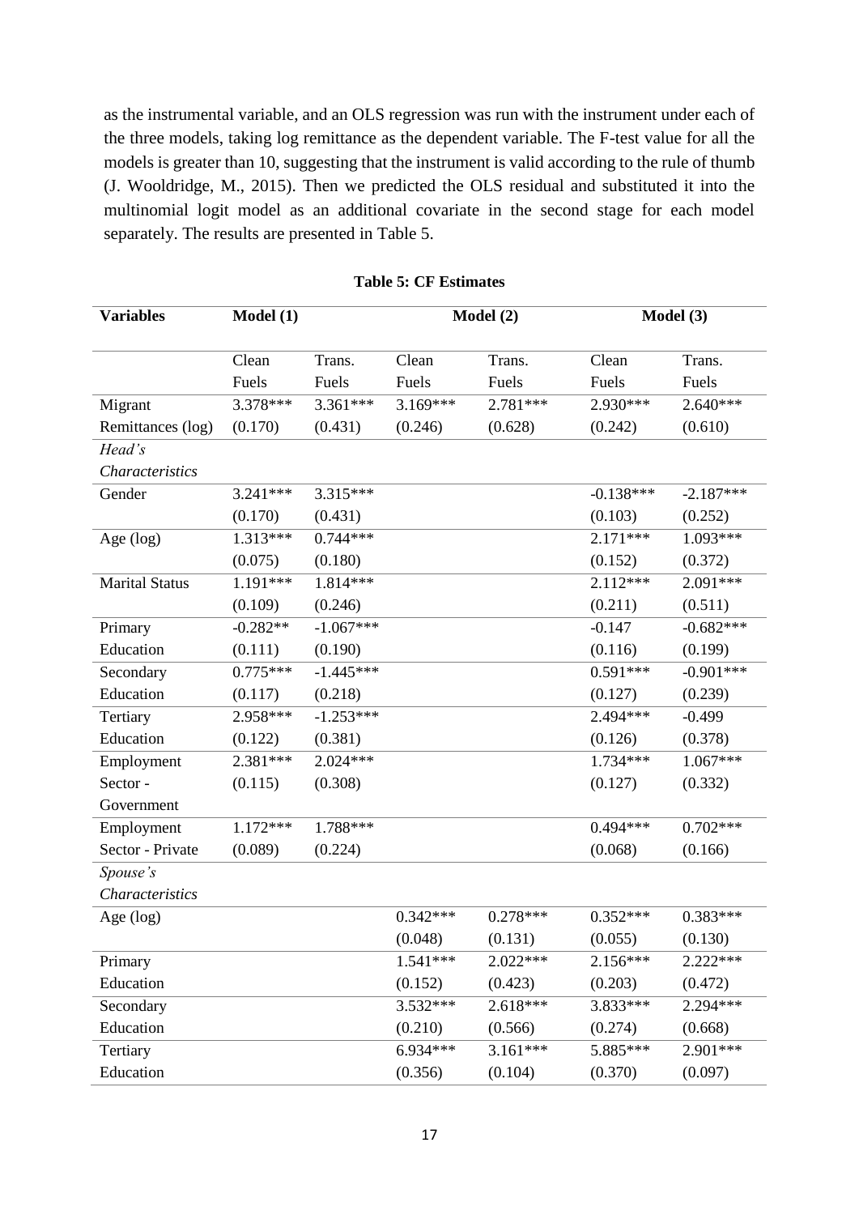as the instrumental variable, and an OLS regression was run with the instrument under each of the three models, taking log remittance as the dependent variable. The F-test value for all the models is greater than 10, suggesting that the instrument is valid according to the rule of thumb (J. Wooldridge, M., 2015). Then we predicted the OLS residual and substituted it into the multinomial logit model as an additional covariate in the second stage for each model separately. The results are presented in Table 5.

**Table 5: CF Estimates**

| Variables | Model (1) | | Model (2) | | Model (3) | |
|---|---|---|---|---|---|---|
| | Clean Fuels | Trans. Fuels | Clean Fuels | Trans. Fuels | Clean Fuels | Trans. Fuels |
| Migrant Remittances (log) | 3.378*** (0.170) | 3.361*** (0.431) | 3.169*** (0.246) | 2.781*** (0.628) | 2.930*** (0.242) | 2.640*** (0.610) |
| *Head's Characteristics* | | | | | | |
| Gender | 3.241*** (0.170) | 3.315*** (0.431) | | | -0.138*** (0.103) | -2.187*** (0.252) |
| Age (log) | 1.313*** (0.075) | 0.744*** (0.180) | | | 2.171*** (0.152) | 1.093*** (0.372) |
| Marital Status | 1.191*** (0.109) | 1.814*** (0.246) | | | 2.112*** (0.211) | 2.091*** (0.511) |
| Primary Education | -0.282** (0.111) | -1.067*** (0.190) | | | -0.147 (0.116) | -0.682*** (0.199) |
| Secondary Education | 0.775*** (0.117) | -1.445*** (0.218) | | | 0.591*** (0.127) | -0.901*** (0.239) |
| Tertiary Education | 2.958*** (0.122) | -1.253*** (0.381) | | | 2.494*** (0.126) | -0.499 (0.378) |
| Employment Sector - Government | 2.381*** (0.115) | 2.024*** (0.308) | | | 1.734*** (0.127) | 1.067*** (0.332) |
| Employment Sector - Private | 1.172*** (0.089) | 1.788*** (0.224) | | | 0.494*** (0.068) | 0.702*** (0.166) |
| *Spouse's Characteristics* | | | | | | |
| Age (log) | | | 0.342*** (0.048) | 0.278*** (0.131) | 0.352*** (0.055) | 0.383*** (0.130) |
| Primary Education | | | 1.541*** (0.152) | 2.022*** (0.423) | 2.156*** (0.203) | 2.222*** (0.472) |
| Secondary Education | | | 3.532*** (0.210) | 2.618*** (0.566) | 3.833*** (0.274) | 2.294*** (0.668) |
| Tertiary Education | | | 6.934*** (0.356) | 3.161*** (0.104) | 5.885*** (0.370) | 2.901*** (0.097) |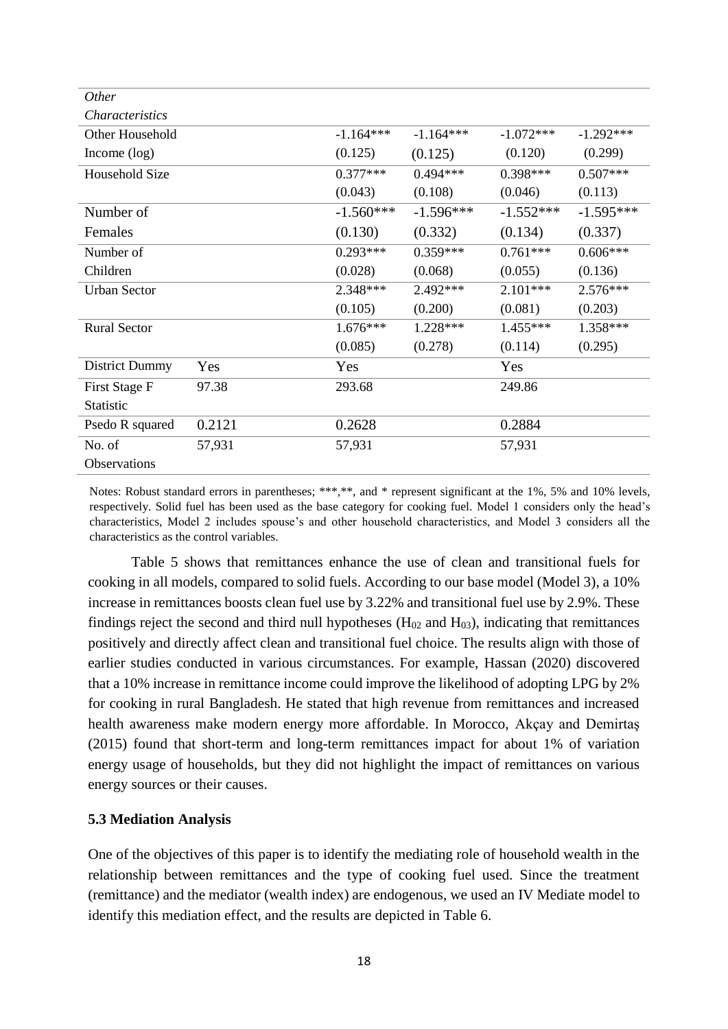| *Other Characteristics* | | | | | |
|---|---|---|---|---|---|
| Other Household Income (log) | | -1.164*** (0.125) | -1.164*** (0.125) | -1.072*** (0.120) | -1.292*** (0.299) |
| Household Size | | 0.377*** (0.043) | 0.494*** (0.108) | 0.398*** (0.046) | 0.507*** (0.113) |
| Number of Females | | -1.560*** (0.130) | -1.596*** (0.332) | -1.552*** (0.134) | -1.595*** (0.337) |
| Number of Children | | 0.293*** (0.028) | 0.359*** (0.068) | 0.761*** (0.055) | 0.606*** (0.136) |
| Urban Sector | | 2.348*** (0.105) | 2.492*** (0.200) | 2.101*** (0.081) | 2.576*** (0.203) |
| Rural Sector | | 1.676*** (0.085) | 1.228*** (0.278) | 1.455*** (0.114) | 1.358*** (0.295) |
| District Dummy | Yes | Yes | | Yes | |
| First Stage F Statistic | 97.38 | 293.68 | | 249.86 | |
| Psedo R squared | 0.2121 | 0.2628 | | 0.2884 | |
| No. of Observations | 57,931 | 57,931 | | 57,931 | |

Notes: Robust standard errors in parentheses; ***,**, and * represent significant at the 1%, 5% and 10% levels, respectively. Solid fuel has been used as the base category for cooking fuel. Model 1 considers only the head's characteristics, Model 2 includes spouse's and other household characteristics, and Model 3 considers all the characteristics as the control variables.

Table 5 shows that remittances enhance the use of clean and transitional fuels for cooking in all models, compared to solid fuels. According to our base model (Model 3), a 10% increase in remittances boosts clean fuel use by 3.22% and transitional fuel use by 2.9%. These findings reject the second and third null hypotheses ($H_{02}$ and $H_{03}$), indicating that remittances positively and directly affect clean and transitional fuel choice. The results align with those of earlier studies conducted in various circumstances. For example, Hassan (2020) discovered that a 10% increase in remittance income could improve the likelihood of adopting LPG by 2% for cooking in rural Bangladesh. He stated that high revenue from remittances and increased health awareness make modern energy more affordable. In Morocco, Akçay and Demirtaş (2015) found that short-term and long-term remittances impact for about 1% of variation energy usage of households, but they did not highlight the impact of remittances on various energy sources or their causes.

### 5.3 Mediation Analysis

One of the objectives of this paper is to identify the mediating role of household wealth in the relationship between remittances and the type of cooking fuel used. Since the treatment (remittance) and the mediator (wealth index) are endogenous, we used an IV Mediate model to identify this mediation effect, and the results are depicted in Table 6.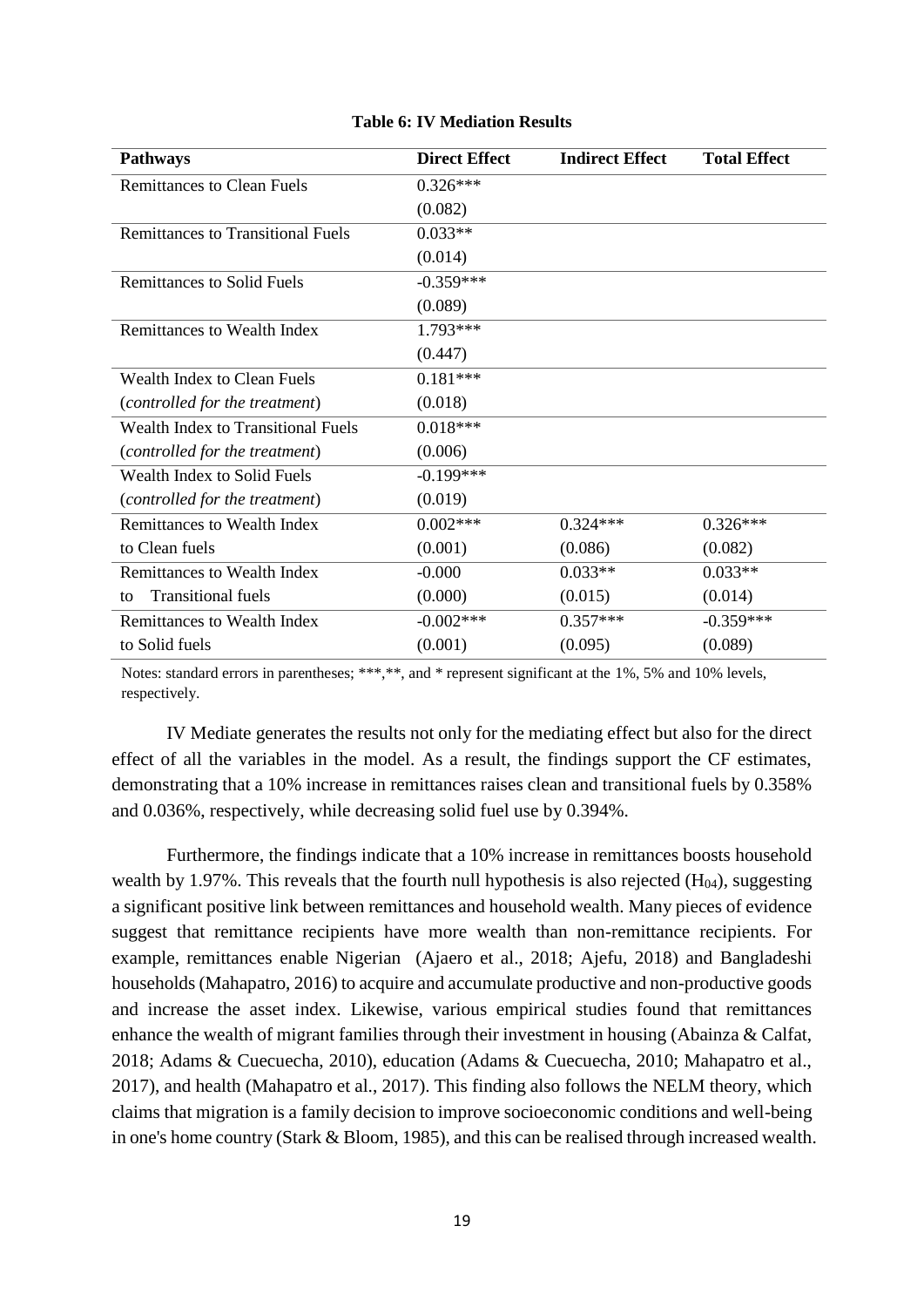**Table 6: IV Mediation Results**

| Pathways | Direct Effect | Indirect Effect | Total Effect |
|---|---|---|---|
| Remittances to Clean Fuels | 0.326*** | | |
| | (0.082) | | |
| Remittances to Transitional Fuels | 0.033** | | |
| | (0.014) | | |
| Remittances to Solid Fuels | -0.359*** | | |
| | (0.089) | | |
| Remittances to Wealth Index | 1.793*** | | |
| | (0.447) | | |
| Wealth Index to Clean Fuels | 0.181*** | | |
| (*controlled for the treatment*) | (0.018) | | |
| Wealth Index to Transitional Fuels | 0.018*** | | |
| (*controlled for the treatment*) | (0.006) | | |
| Wealth Index to Solid Fuels | -0.199*** | | |
| (*controlled for the treatment*) | (0.019) | | |
| Remittances to Wealth Index | 0.002*** | 0.324*** | 0.326*** |
| to Clean fuels | (0.001) | (0.086) | (0.082) |
| Remittances to Wealth Index | -0.000 | 0.033** | 0.033** |
| to Transitional fuels | (0.000) | (0.015) | (0.014) |
| Remittances to Wealth Index | -0.002*** | 0.357*** | -0.359*** |
| to Solid fuels | (0.001) | (0.095) | (0.089) |

Notes: standard errors in parentheses; ***,**, and * represent significant at the 1%, 5% and 10% levels, respectively.

IV Mediate generates the results not only for the mediating effect but also for the direct effect of all the variables in the model. As a result, the findings support the CF estimates, demonstrating that a 10% increase in remittances raises clean and transitional fuels by 0.358% and 0.036%, respectively, while decreasing solid fuel use by 0.394%.

Furthermore, the findings indicate that a 10% increase in remittances boosts household wealth by 1.97%. This reveals that the fourth null hypothesis is also rejected ($H_{04}$), suggesting a significant positive link between remittances and household wealth. Many pieces of evidence suggest that remittance recipients have more wealth than non-remittance recipients. For example, remittances enable Nigerian (Ajaero et al., 2018; Ajefu, 2018) and Bangladeshi households (Mahapatro, 2016) to acquire and accumulate productive and non-productive goods and increase the asset index. Likewise, various empirical studies found that remittances enhance the wealth of migrant families through their investment in housing (Abainza & Calfat, 2018; Adams & Cuecuecha, 2010), education (Adams & Cuecuecha, 2010; Mahapatro et al., 2017), and health (Mahapatro et al., 2017). This finding also follows the NELM theory, which claims that migration is a family decision to improve socioeconomic conditions and well-being in one's home country (Stark & Bloom, 1985), and this can be realised through increased wealth.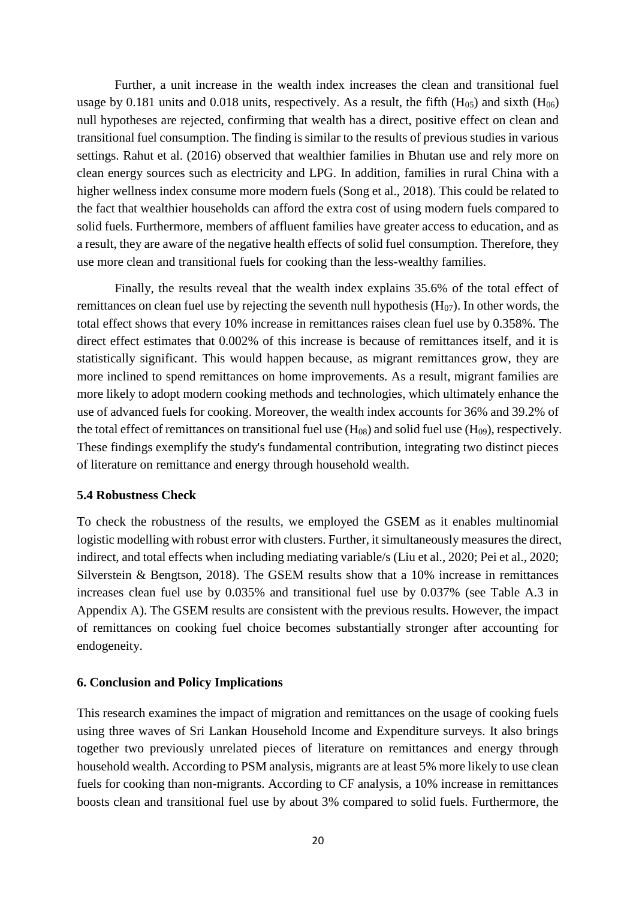Further, a unit increase in the wealth index increases the clean and transitional fuel usage by 0.181 units and 0.018 units, respectively. As a result, the fifth ($H_{05}$) and sixth ($H_{06}$) null hypotheses are rejected, confirming that wealth has a direct, positive effect on clean and transitional fuel consumption. The finding is similar to the results of previous studies in various settings. Rahut et al. (2016) observed that wealthier families in Bhutan use and rely more on clean energy sources such as electricity and LPG. In addition, families in rural China with a higher wellness index consume more modern fuels (Song et al., 2018). This could be related to the fact that wealthier households can afford the extra cost of using modern fuels compared to solid fuels. Furthermore, members of affluent families have greater access to education, and as a result, they are aware of the negative health effects of solid fuel consumption. Therefore, they use more clean and transitional fuels for cooking than the less-wealthy families.

Finally, the results reveal that the wealth index explains 35.6% of the total effect of remittances on clean fuel use by rejecting the seventh null hypothesis ($H_{07}$). In other words, the total effect shows that every 10% increase in remittances raises clean fuel use by 0.358%. The direct effect estimates that 0.002% of this increase is because of remittances itself, and it is statistically significant. This would happen because, as migrant remittances grow, they are more inclined to spend remittances on home improvements. As a result, migrant families are more likely to adopt modern cooking methods and technologies, which ultimately enhance the use of advanced fuels for cooking. Moreover, the wealth index accounts for 36% and 39.2% of the total effect of remittances on transitional fuel use ($H_{08}$) and solid fuel use ($H_{09}$), respectively. These findings exemplify the study's fundamental contribution, integrating two distinct pieces of literature on remittance and energy through household wealth.

### 5.4 Robustness Check

To check the robustness of the results, we employed the GSEM as it enables multinomial logistic modelling with robust error with clusters. Further, it simultaneously measures the direct, indirect, and total effects when including mediating variable/s (Liu et al., 2020; Pei et al., 2020; Silverstein & Bengtson, 2018). The GSEM results show that a 10% increase in remittances increases clean fuel use by 0.035% and transitional fuel use by 0.037% (see Table A.3 in Appendix A). The GSEM results are consistent with the previous results. However, the impact of remittances on cooking fuel choice becomes substantially stronger after accounting for endogeneity.

## 6. Conclusion and Policy Implications

This research examines the impact of migration and remittances on the usage of cooking fuels using three waves of Sri Lankan Household Income and Expenditure surveys. It also brings together two previously unrelated pieces of literature on remittances and energy through household wealth. According to PSM analysis, migrants are at least 5% more likely to use clean fuels for cooking than non-migrants. According to CF analysis, a 10% increase in remittances boosts clean and transitional fuel use by about 3% compared to solid fuels. Furthermore, the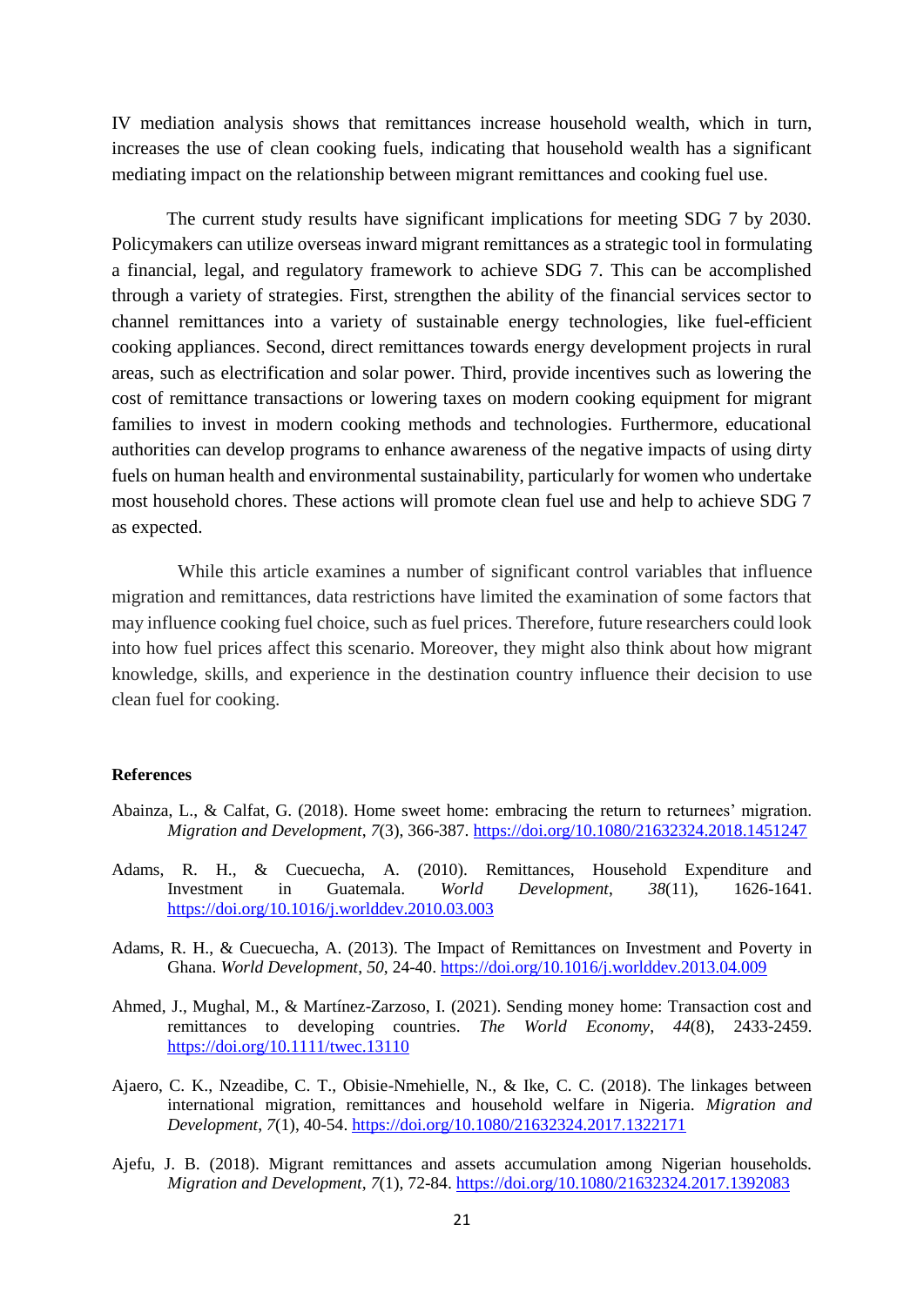IV mediation analysis shows that remittances increase household wealth, which in turn, increases the use of clean cooking fuels, indicating that household wealth has a significant mediating impact on the relationship between migrant remittances and cooking fuel use.

The current study results have significant implications for meeting SDG 7 by 2030. Policymakers can utilize overseas inward migrant remittances as a strategic tool in formulating a financial, legal, and regulatory framework to achieve SDG 7. This can be accomplished through a variety of strategies. First, strengthen the ability of the financial services sector to channel remittances into a variety of sustainable energy technologies, like fuel-efficient cooking appliances. Second, direct remittances towards energy development projects in rural areas, such as electrification and solar power. Third, provide incentives such as lowering the cost of remittance transactions or lowering taxes on modern cooking equipment for migrant families to invest in modern cooking methods and technologies. Furthermore, educational authorities can develop programs to enhance awareness of the negative impacts of using dirty fuels on human health and environmental sustainability, particularly for women who undertake most household chores. These actions will promote clean fuel use and help to achieve SDG 7 as expected.

While this article examines a number of significant control variables that influence migration and remittances, data restrictions have limited the examination of some factors that may influence cooking fuel choice, such as fuel prices. Therefore, future researchers could look into how fuel prices affect this scenario. Moreover, they might also think about how migrant knowledge, skills, and experience in the destination country influence their decision to use clean fuel for cooking.

**References**

Abainza, L., & Calfat, G. (2018). Home sweet home: embracing the return to returnees' migration. *Migration and Development*, *7*(3), 366-387. https://doi.org/10.1080/21632324.2018.1451247

Adams, R. H., & Cuecuecha, A. (2010). Remittances, Household Expenditure and Investment in Guatemala. *World Development*, *38*(11), 1626-1641. https://doi.org/10.1016/j.worlddev.2010.03.003

Adams, R. H., & Cuecuecha, A. (2013). The Impact of Remittances on Investment and Poverty in Ghana. *World Development*, *50*, 24-40. https://doi.org/10.1016/j.worlddev.2013.04.009

Ahmed, J., Mughal, M., & Martínez-Zarzoso, I. (2021). Sending money home: Transaction cost and remittances to developing countries. *The World Economy*, *44*(8), 2433-2459. https://doi.org/10.1111/twec.13110

Ajaero, C. K., Nzeadibe, C. T., Obisie-Nmehielle, N., & Ike, C. C. (2018). The linkages between international migration, remittances and household welfare in Nigeria. *Migration and Development*, *7*(1), 40-54. https://doi.org/10.1080/21632324.2017.1322171

Ajefu, J. B. (2018). Migrant remittances and assets accumulation among Nigerian households. *Migration and Development*, *7*(1), 72-84. https://doi.org/10.1080/21632324.2017.1392083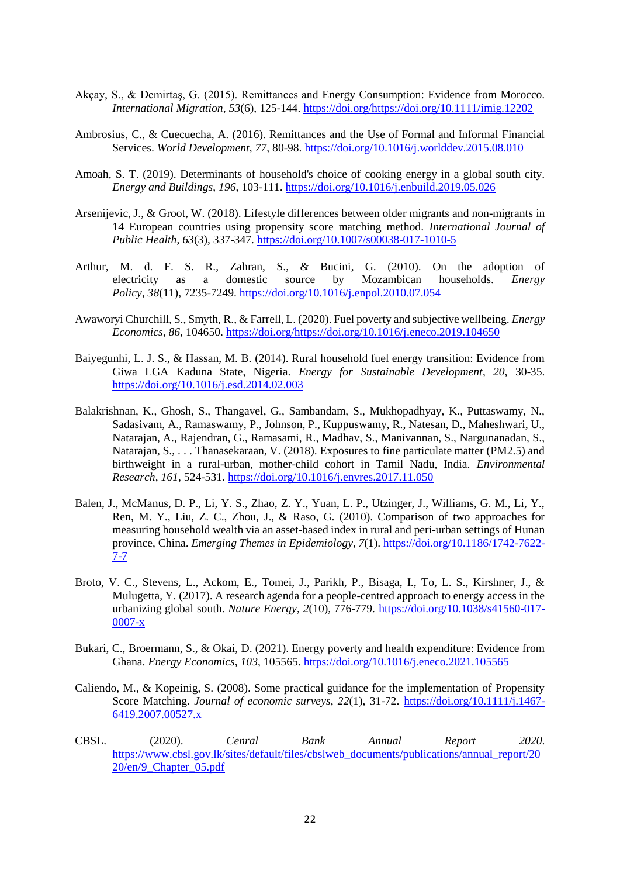Akçay, S., & Demirtaş, G. (2015). Remittances and Energy Consumption: Evidence from Morocco. *International Migration*, *53*(6), 125-144. https://doi.org/https://doi.org/10.1111/imig.12202

Ambrosius, C., & Cuecuecha, A. (2016). Remittances and the Use of Formal and Informal Financial Services. *World Development*, *77*, 80-98. https://doi.org/10.1016/j.worlddev.2015.08.010

Amoah, S. T. (2019). Determinants of household's choice of cooking energy in a global south city. *Energy and Buildings*, *196*, 103-111. https://doi.org/10.1016/j.enbuild.2019.05.026

Arsenijevic, J., & Groot, W. (2018). Lifestyle differences between older migrants and non-migrants in 14 European countries using propensity score matching method. *International Journal of Public Health*, *63*(3), 337-347. https://doi.org/10.1007/s00038-017-1010-5

Arthur, M. d. F. S. R., Zahran, S., & Bucini, G. (2010). On the adoption of electricity as a domestic source by Mozambican households. *Energy Policy*, *38*(11), 7235-7249. https://doi.org/10.1016/j.enpol.2010.07.054

Awaworyi Churchill, S., Smyth, R., & Farrell, L. (2020). Fuel poverty and subjective wellbeing. *Energy Economics*, *86*, 104650. https://doi.org/https://doi.org/10.1016/j.eneco.2019.104650

Baiyegunhi, L. J. S., & Hassan, M. B. (2014). Rural household fuel energy transition: Evidence from Giwa LGA Kaduna State, Nigeria. *Energy for Sustainable Development*, *20*, 30-35. https://doi.org/10.1016/j.esd.2014.02.003

Balakrishnan, K., Ghosh, S., Thangavel, G., Sambandam, S., Mukhopadhyay, K., Puttaswamy, N., Sadasivam, A., Ramaswamy, P., Johnson, P., Kuppuswamy, R., Natesan, D., Maheshwari, U., Natarajan, A., Rajendran, G., Ramasami, R., Madhav, S., Manivannan, S., Nargunanadan, S., Natarajan, S., . . . Thanasekaraan, V. (2018). Exposures to fine particulate matter (PM2.5) and birthweight in a rural-urban, mother-child cohort in Tamil Nadu, India. *Environmental Research*, *161*, 524-531. https://doi.org/10.1016/j.envres.2017.11.050

Balen, J., McManus, D. P., Li, Y. S., Zhao, Z. Y., Yuan, L. P., Utzinger, J., Williams, G. M., Li, Y., Ren, M. Y., Liu, Z. C., Zhou, J., & Raso, G. (2010). Comparison of two approaches for measuring household wealth via an asset-based index in rural and peri-urban settings of Hunan province, China. *Emerging Themes in Epidemiology*, *7*(1). https://doi.org/10.1186/1742-7622-7-7

Broto, V. C., Stevens, L., Ackom, E., Tomei, J., Parikh, P., Bisaga, I., To, L. S., Kirshner, J., & Mulugetta, Y. (2017). A research agenda for a people-centred approach to energy access in the urbanizing global south. *Nature Energy*, *2*(10), 776-779. https://doi.org/10.1038/s41560-017-0007-x

Bukari, C., Broermann, S., & Okai, D. (2021). Energy poverty and health expenditure: Evidence from Ghana. *Energy Economics*, *103*, 105565. https://doi.org/10.1016/j.eneco.2021.105565

Caliendo, M., & Kopeinig, S. (2008). Some practical guidance for the implementation of Propensity Score Matching. *Journal of economic surveys*, *22*(1), 31-72. https://doi.org/10.1111/j.1467-6419.2007.00527.x

CBSL. (2020). *Cenral Bank Annual Report 2020*. https://www.cbsl.gov.lk/sites/default/files/cbslweb_documents/publications/annual_report/2020/en/9_Chapter_05.pdf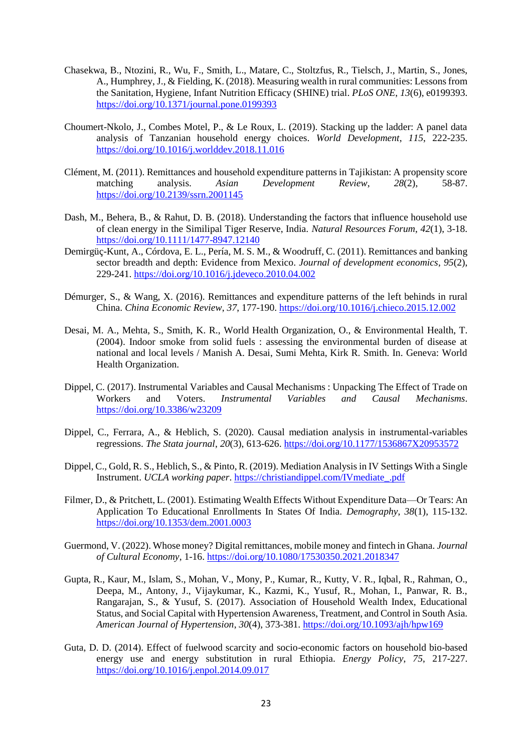Chasekwa, B., Ntozini, R., Wu, F., Smith, L., Matare, C., Stoltzfus, R., Tielsch, J., Martin, S., Jones, A., Humphrey, J., & Fielding, K. (2018). Measuring wealth in rural communities: Lessons from the Sanitation, Hygiene, Infant Nutrition Efficacy (SHINE) trial. *PLoS ONE*, *13*(6), e0199393. https://doi.org/10.1371/journal.pone.0199393

Choumert-Nkolo, J., Combes Motel, P., & Le Roux, L. (2019). Stacking up the ladder: A panel data analysis of Tanzanian household energy choices. *World Development*, *115*, 222-235. https://doi.org/10.1016/j.worlddev.2018.11.016

Clément, M. (2011). Remittances and household expenditure patterns in Tajikistan: A propensity score matching analysis. *Asian Development Review*, *28*(2), 58-87. https://doi.org/10.2139/ssrn.2001145

Dash, M., Behera, B., & Rahut, D. B. (2018). Understanding the factors that influence household use of clean energy in the Similipal Tiger Reserve, India. *Natural Resources Forum*, *42*(1), 3-18. https://doi.org/10.1111/1477-8947.12140

Demirgüç-Kunt, A., Córdova, E. L., Pería, M. S. M., & Woodruff, C. (2011). Remittances and banking sector breadth and depth: Evidence from Mexico. *Journal of development economics*, *95*(2), 229-241. https://doi.org/10.1016/j.jdeveco.2010.04.002

Démurger, S., & Wang, X. (2016). Remittances and expenditure patterns of the left behinds in rural China. *China Economic Review*, *37*, 177-190. https://doi.org/10.1016/j.chieco.2015.12.002

Desai, M. A., Mehta, S., Smith, K. R., World Health Organization, O., & Environmental Health, T. (2004). Indoor smoke from solid fuels : assessing the environmental burden of disease at national and local levels / Manish A. Desai, Sumi Mehta, Kirk R. Smith. In. Geneva: World Health Organization.

Dippel, C. (2017). Instrumental Variables and Causal Mechanisms : Unpacking The Effect of Trade on Workers and Voters. *Instrumental Variables and Causal Mechanisms*. https://doi.org/10.3386/w23209

Dippel, C., Ferrara, A., & Heblich, S. (2020). Causal mediation analysis in instrumental-variables regressions. *The Stata journal*, *20*(3), 613-626. https://doi.org/10.1177/1536867X20953572

Dippel, C., Gold, R. S., Heblich, S., & Pinto, R. (2019). Mediation Analysis in IV Settings With a Single Instrument. *UCLA working paper*. https://christiandippel.com/IVmediate_.pdf

Filmer, D., & Pritchett, L. (2001). Estimating Wealth Effects Without Expenditure Data—Or Tears: An Application To Educational Enrollments In States Of India. *Demography*, *38*(1), 115-132. https://doi.org/10.1353/dem.2001.0003

Guermond, V. (2022). Whose money? Digital remittances, mobile money and fintech in Ghana. *Journal of Cultural Economy*, 1-16. https://doi.org/10.1080/17530350.2021.2018347

Gupta, R., Kaur, M., Islam, S., Mohan, V., Mony, P., Kumar, R., Kutty, V. R., Iqbal, R., Rahman, O., Deepa, M., Antony, J., Vijaykumar, K., Kazmi, K., Yusuf, R., Mohan, I., Panwar, R. B., Rangarajan, S., & Yusuf, S. (2017). Association of Household Wealth Index, Educational Status, and Social Capital with Hypertension Awareness, Treatment, and Control in South Asia. *American Journal of Hypertension*, *30*(4), 373-381. https://doi.org/10.1093/ajh/hpw169

Guta, D. D. (2014). Effect of fuelwood scarcity and socio-economic factors on household bio-based energy use and energy substitution in rural Ethiopia. *Energy Policy*, *75*, 217-227. https://doi.org/10.1016/j.enpol.2014.09.017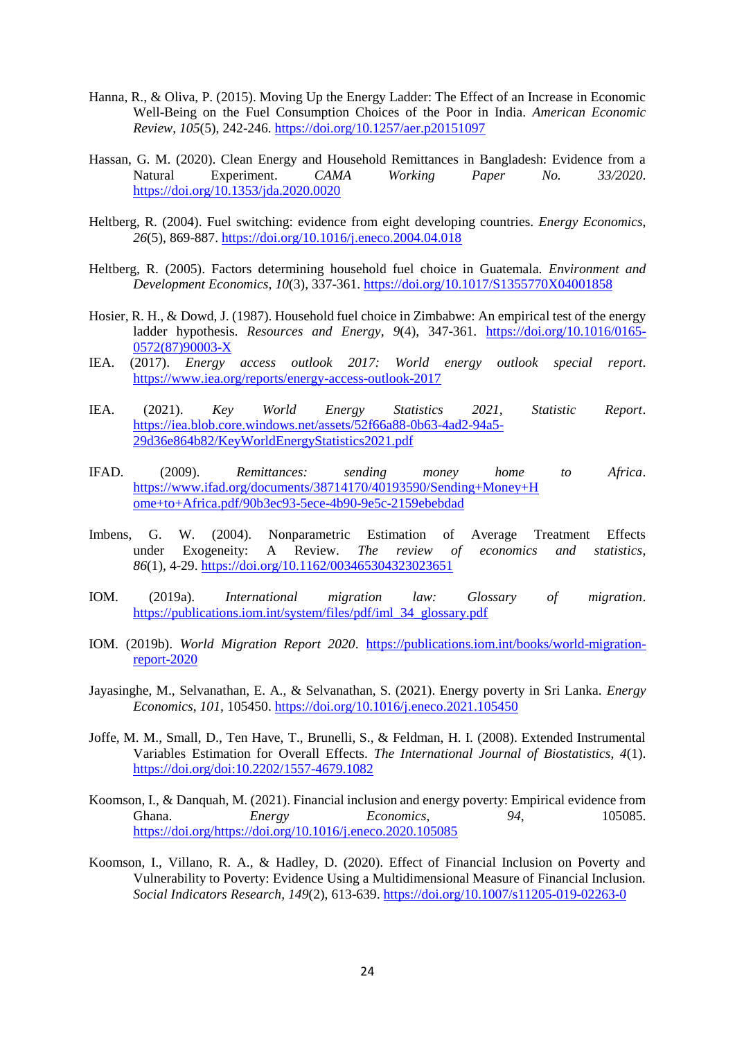Hanna, R., & Oliva, P. (2015). Moving Up the Energy Ladder: The Effect of an Increase in Economic Well-Being on the Fuel Consumption Choices of the Poor in India. *American Economic Review*, *105*(5), 242-246. https://doi.org/10.1257/aer.p20151097

Hassan, G. M. (2020). Clean Energy and Household Remittances in Bangladesh: Evidence from a Natural Experiment. *CAMA Working Paper No. 33/2020*. https://doi.org/10.1353/jda.2020.0020

Heltberg, R. (2004). Fuel switching: evidence from eight developing countries. *Energy Economics*, *26*(5), 869-887. https://doi.org/10.1016/j.eneco.2004.04.018

Heltberg, R. (2005). Factors determining household fuel choice in Guatemala. *Environment and Development Economics*, *10*(3), 337-361. https://doi.org/10.1017/S1355770X04001858

Hosier, R. H., & Dowd, J. (1987). Household fuel choice in Zimbabwe: An empirical test of the energy ladder hypothesis. *Resources and Energy*, *9*(4), 347-361. https://doi.org/10.1016/0165-0572(87)90003-X

IEA. (2017). *Energy access outlook 2017: World energy outlook special report*. https://www.iea.org/reports/energy-access-outlook-2017

IEA. (2021). *Key World Energy Statistics 2021, Statistic Report*. https://iea.blob.core.windows.net/assets/52f66a88-0b63-4ad2-94a5-29d36e864b82/KeyWorldEnergyStatistics2021.pdf

IFAD. (2009). *Remittances: sending money home to Africa*. https://www.ifad.org/documents/38714170/40193590/Sending+Money+Home+to+Africa.pdf/90b3ec93-5ece-4b90-9e5c-2159ebebdad

Imbens, G. W. (2004). Nonparametric Estimation of Average Treatment Effects under Exogeneity: A Review. *The review of economics and statistics*, *86*(1), 4-29. https://doi.org/10.1162/003465304323023651

IOM. (2019a). *International migration law: Glossary of migration*. https://publications.iom.int/system/files/pdf/iml_34_glossary.pdf

IOM. (2019b). *World Migration Report 2020*. https://publications.iom.int/books/world-migration-report-2020

Jayasinghe, M., Selvanathan, E. A., & Selvanathan, S. (2021). Energy poverty in Sri Lanka. *Energy Economics*, *101*, 105450. https://doi.org/10.1016/j.eneco.2021.105450

Joffe, M. M., Small, D., Ten Have, T., Brunelli, S., & Feldman, H. I. (2008). Extended Instrumental Variables Estimation for Overall Effects. *The International Journal of Biostatistics*, *4*(1). https://doi.org/doi:10.2202/1557-4679.1082

Koomson, I., & Danquah, M. (2021). Financial inclusion and energy poverty: Empirical evidence from Ghana. *Energy Economics*, *94*, 105085. https://doi.org/https://doi.org/10.1016/j.eneco.2020.105085

Koomson, I., Villano, R. A., & Hadley, D. (2020). Effect of Financial Inclusion on Poverty and Vulnerability to Poverty: Evidence Using a Multidimensional Measure of Financial Inclusion. *Social Indicators Research*, *149*(2), 613-639. https://doi.org/10.1007/s11205-019-02263-0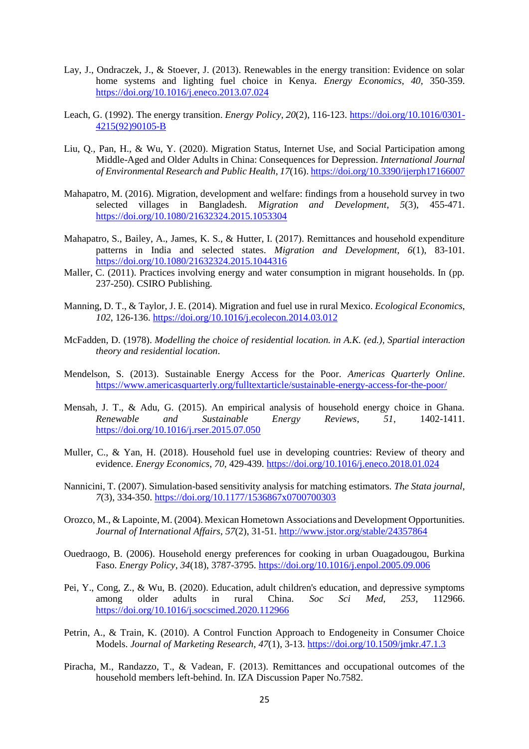Lay, J., Ondraczek, J., & Stoever, J. (2013). Renewables in the energy transition: Evidence on solar home systems and lighting fuel choice in Kenya. *Energy Economics*, *40*, 350-359. https://doi.org/10.1016/j.eneco.2013.07.024

Leach, G. (1992). The energy transition. *Energy Policy*, *20*(2), 116-123. https://doi.org/10.1016/0301-4215(92)90105-B

Liu, Q., Pan, H., & Wu, Y. (2020). Migration Status, Internet Use, and Social Participation among Middle-Aged and Older Adults in China: Consequences for Depression. *International Journal of Environmental Research and Public Health*, *17*(16). https://doi.org/10.3390/ijerph17166007

Mahapatro, M. (2016). Migration, development and welfare: findings from a household survey in two selected villages in Bangladesh. *Migration and Development*, *5*(3), 455-471. https://doi.org/10.1080/21632324.2015.1053304

Mahapatro, S., Bailey, A., James, K. S., & Hutter, I. (2017). Remittances and household expenditure patterns in India and selected states. *Migration and Development*, *6*(1), 83-101. https://doi.org/10.1080/21632324.2015.1044316

Maller, C. (2011). Practices involving energy and water consumption in migrant households. In (pp. 237-250). CSIRO Publishing.

Manning, D. T., & Taylor, J. E. (2014). Migration and fuel use in rural Mexico. *Ecological Economics*, *102*, 126-136. https://doi.org/10.1016/j.ecolecon.2014.03.012

McFadden, D. (1978). *Modelling the choice of residential location. in A.K. (ed.), Spartial interaction theory and residential location*.

Mendelson, S. (2013). Sustainable Energy Access for the Poor. *Americas Quarterly Online*. https://www.americasquarterly.org/fulltextarticle/sustainable-energy-access-for-the-poor/

Mensah, J. T., & Adu, G. (2015). An empirical analysis of household energy choice in Ghana. *Renewable and Sustainable Energy Reviews*, *51*, 1402-1411. https://doi.org/10.1016/j.rser.2015.07.050

Muller, C., & Yan, H. (2018). Household fuel use in developing countries: Review of theory and evidence. *Energy Economics*, *70*, 429-439. https://doi.org/10.1016/j.eneco.2018.01.024

Nannicini, T. (2007). Simulation-based sensitivity analysis for matching estimators. *The Stata journal*, *7*(3), 334-350. https://doi.org/10.1177/1536867x0700700303

Orozco, M., & Lapointe, M. (2004). Mexican Hometown Associations and Development Opportunities. *Journal of International Affairs*, *57*(2), 31-51. http://www.jstor.org/stable/24357864

Ouedraogo, B. (2006). Household energy preferences for cooking in urban Ouagadougou, Burkina Faso. *Energy Policy*, *34*(18), 3787-3795. https://doi.org/10.1016/j.enpol.2005.09.006

Pei, Y., Cong, Z., & Wu, B. (2020). Education, adult children's education, and depressive symptoms among older adults in rural China. *Soc Sci Med*, *253*, 112966. https://doi.org/10.1016/j.socscimed.2020.112966

Petrin, A., & Train, K. (2010). A Control Function Approach to Endogeneity in Consumer Choice Models. *Journal of Marketing Research*, *47*(1), 3-13. https://doi.org/10.1509/jmkr.47.1.3

Piracha, M., Randazzo, T., & Vadean, F. (2013). Remittances and occupational outcomes of the household members left-behind. In. IZA Discussion Paper No.7582.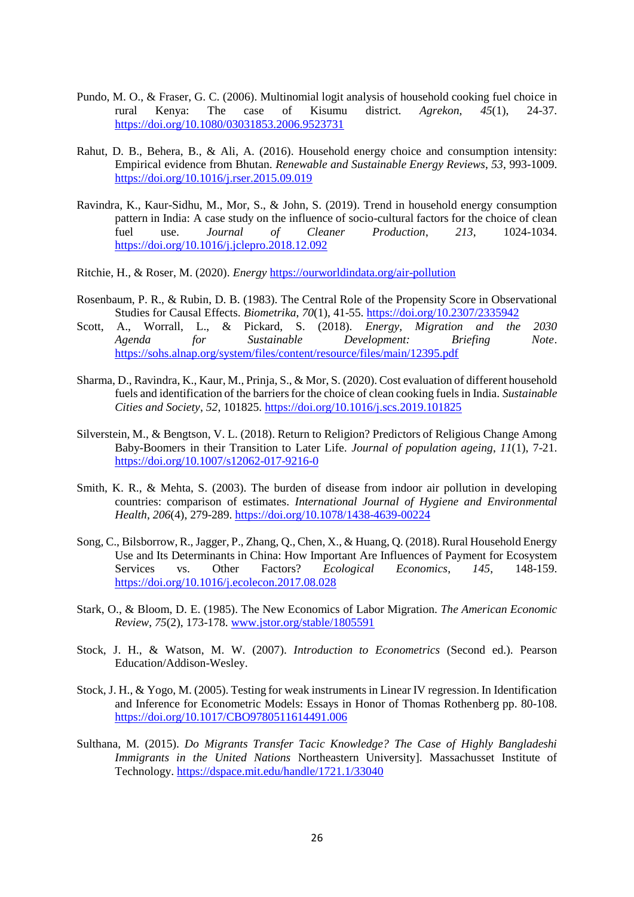Pundo, M. O., & Fraser, G. C. (2006). Multinomial logit analysis of household cooking fuel choice in rural Kenya: The case of Kisumu district. *Agrekon*, *45*(1), 24-37. https://doi.org/10.1080/03031853.2006.9523731

Rahut, D. B., Behera, B., & Ali, A. (2016). Household energy choice and consumption intensity: Empirical evidence from Bhutan. *Renewable and Sustainable Energy Reviews*, *53*, 993-1009. https://doi.org/10.1016/j.rser.2015.09.019

Ravindra, K., Kaur-Sidhu, M., Mor, S., & John, S. (2019). Trend in household energy consumption pattern in India: A case study on the influence of socio-cultural factors for the choice of clean fuel use. *Journal of Cleaner Production*, *213*, 1024-1034. https://doi.org/10.1016/j.jclepro.2018.12.092

Ritchie, H., & Roser, M. (2020). *Energy* https://ourworldindata.org/air-pollution

Rosenbaum, P. R., & Rubin, D. B. (1983). The Central Role of the Propensity Score in Observational Studies for Causal Effects. *Biometrika*, *70*(1), 41-55. https://doi.org/10.2307/2335942

Scott, A., Worrall, L., & Pickard, S. (2018). *Energy, Migration and the 2030 Agenda for Sustainable Development: Briefing Note*. https://sohs.alnap.org/system/files/content/resource/files/main/12395.pdf

Sharma, D., Ravindra, K., Kaur, M., Prinja, S., & Mor, S. (2020). Cost evaluation of different household fuels and identification of the barriers for the choice of clean cooking fuels in India. *Sustainable Cities and Society*, *52*, 101825. https://doi.org/10.1016/j.scs.2019.101825

Silverstein, M., & Bengtson, V. L. (2018). Return to Religion? Predictors of Religious Change Among Baby-Boomers in their Transition to Later Life. *Journal of population ageing*, *11*(1), 7-21. https://doi.org/10.1007/s12062-017-9216-0

Smith, K. R., & Mehta, S. (2003). The burden of disease from indoor air pollution in developing countries: comparison of estimates. *International Journal of Hygiene and Environmental Health*, *206*(4), 279-289. https://doi.org/10.1078/1438-4639-00224

Song, C., Bilsborrow, R., Jagger, P., Zhang, Q., Chen, X., & Huang, Q. (2018). Rural Household Energy Use and Its Determinants in China: How Important Are Influences of Payment for Ecosystem Services vs. Other Factors? *Ecological Economics*, *145*, 148-159. https://doi.org/10.1016/j.ecolecon.2017.08.028

Stark, O., & Bloom, D. E. (1985). The New Economics of Labor Migration. *The American Economic Review*, *75*(2), 173-178. www.jstor.org/stable/1805591

Stock, J. H., & Watson, M. W. (2007). *Introduction to Econometrics* (Second ed.). Pearson Education/Addison-Wesley.

Stock, J. H., & Yogo, M. (2005). Testing for weak instruments in Linear IV regression. In Identification and Inference for Econometric Models: Essays in Honor of Thomas Rothenberg pp. 80-108. https://doi.org/10.1017/CBO9780511614491.006

Sulthana, M. (2015). *Do Migrants Transfer Tacic Knowledge? The Case of Highly Bangladeshi Immigrants in the United Nations* Northeastern University]. Massachusset Institute of Technology. https://dspace.mit.edu/handle/1721.1/33040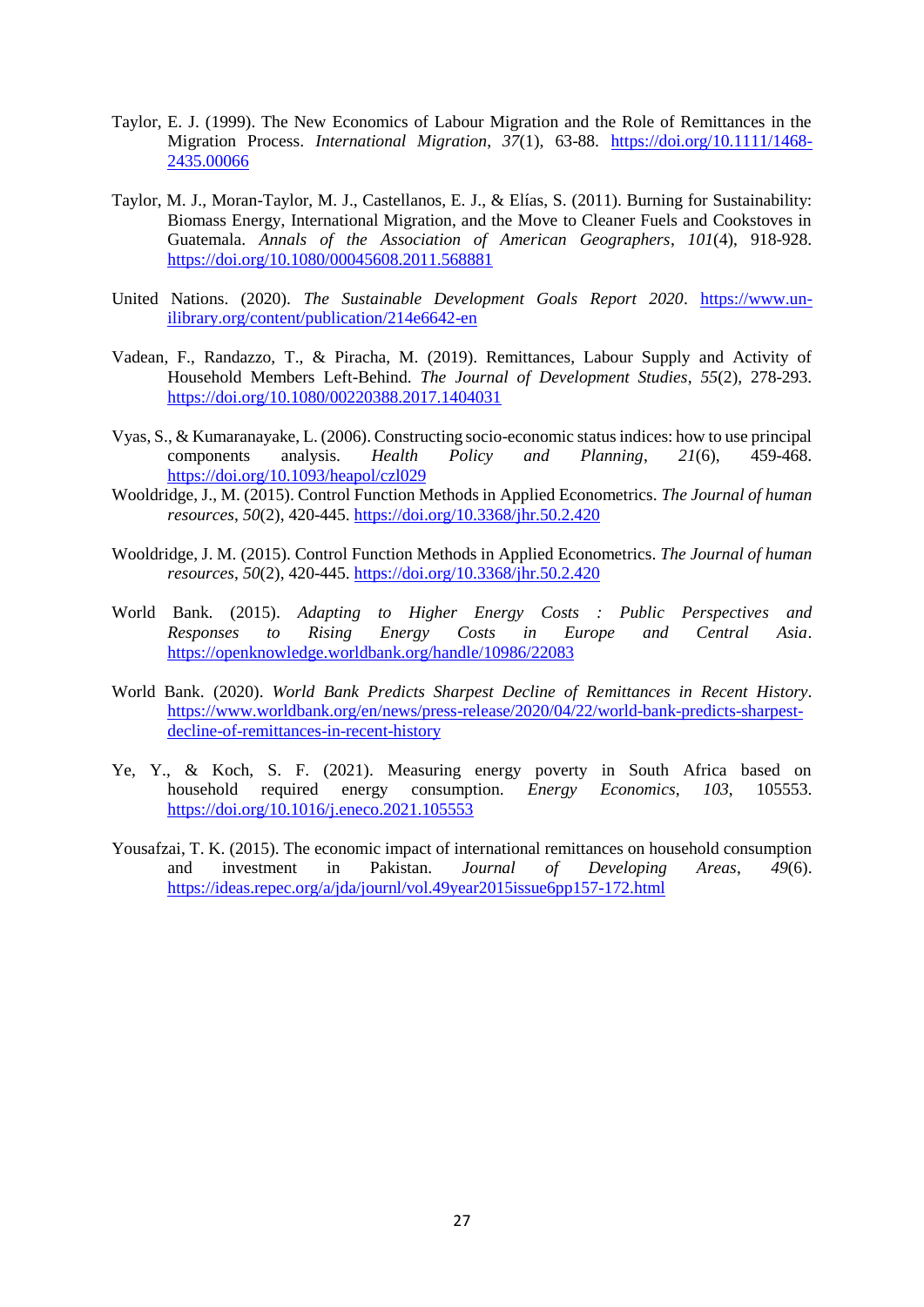Taylor, E. J. (1999). The New Economics of Labour Migration and the Role of Remittances in the Migration Process. *International Migration*, *37*(1), 63-88. https://doi.org/10.1111/1468-2435.00066

Taylor, M. J., Moran-Taylor, M. J., Castellanos, E. J., & Elías, S. (2011). Burning for Sustainability: Biomass Energy, International Migration, and the Move to Cleaner Fuels and Cookstoves in Guatemala. *Annals of the Association of American Geographers*, *101*(4), 918-928. https://doi.org/10.1080/00045608.2011.568881

United Nations. (2020). *The Sustainable Development Goals Report 2020*. https://www.un-ilibrary.org/content/publication/214e6642-en

Vadean, F., Randazzo, T., & Piracha, M. (2019). Remittances, Labour Supply and Activity of Household Members Left-Behind. *The Journal of Development Studies*, *55*(2), 278-293. https://doi.org/10.1080/00220388.2017.1404031

Vyas, S., & Kumaranayake, L. (2006). Constructing socio-economic status indices: how to use principal components analysis. *Health Policy and Planning*, *21*(6), 459-468. https://doi.org/10.1093/heapol/czl029

Wooldridge, J., M. (2015). Control Function Methods in Applied Econometrics. *The Journal of human resources*, *50*(2), 420-445. https://doi.org/10.3368/jhr.50.2.420

Wooldridge, J. M. (2015). Control Function Methods in Applied Econometrics. *The Journal of human resources*, *50*(2), 420-445. https://doi.org/10.3368/jhr.50.2.420

World Bank. (2015). *Adapting to Higher Energy Costs : Public Perspectives and Responses to Rising Energy Costs in Europe and Central Asia*. https://openknowledge.worldbank.org/handle/10986/22083

World Bank. (2020). *World Bank Predicts Sharpest Decline of Remittances in Recent History*. https://www.worldbank.org/en/news/press-release/2020/04/22/world-bank-predicts-sharpest-decline-of-remittances-in-recent-history

Ye, Y., & Koch, S. F. (2021). Measuring energy poverty in South Africa based on household required energy consumption. *Energy Economics*, *103*, 105553. https://doi.org/10.1016/j.eneco.2021.105553

Yousafzai, T. K. (2015). The economic impact of international remittances on household consumption and investment in Pakistan. *Journal of Developing Areas*, *49*(6). https://ideas.repec.org/a/jda/journl/vol.49year2015issue6pp157-172.html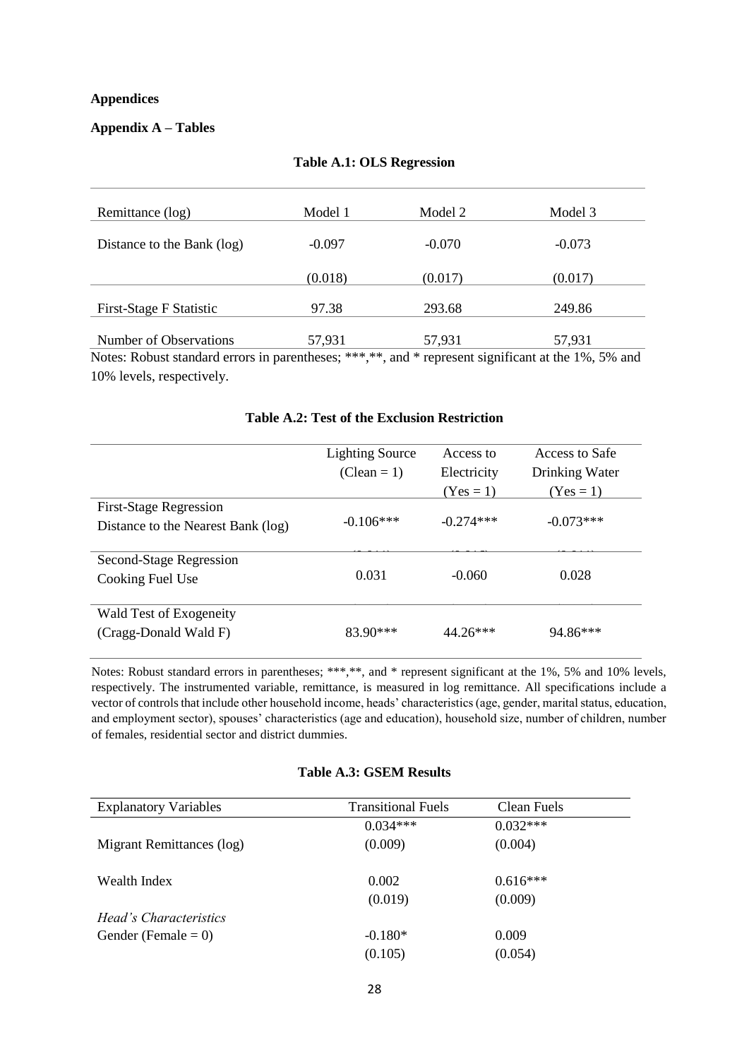**Appendices**

**Appendix A – Tables**

**Table A.1: OLS Regression**

| Remittance (log) | Model 1 | Model 2 | Model 3 |
|---|---|---|---|
| Distance to the Bank (log) | -0.097 | -0.070 | -0.073 |
| | (0.018) | (0.017) | (0.017) |
| First-Stage F Statistic | 97.38 | 293.68 | 249.86 |
| Number of Observations | 57,931 | 57,931 | 57,931 |

Notes: Robust standard errors in parentheses; ***,**, and * represent significant at the 1%, 5% and 10% levels, respectively.

**Table A.2: Test of the Exclusion Restriction**

| | Lighting Source (Clean = 1) | Access to Electricity (Yes = 1) | Access to Safe Drinking Water (Yes = 1) |
|---|---|---|---|
| First-Stage Regression | | | |
| Distance to the Nearest Bank (log) | -0.106*** | -0.274*** | -0.073*** |
| Second-Stage Regression | | | |
| Cooking Fuel Use | 0.031 | -0.060 | 0.028 |
| Wald Test of Exogeneity | | | |
| (Cragg-Donald Wald F) | 83.90*** | 44.26*** | 94.86*** |

Notes: Robust standard errors in parentheses; ***,**, and * represent significant at the 1%, 5% and 10% levels, respectively. The instrumented variable, remittance, is measured in log remittance. All specifications include a vector of controls that include other household income, heads' characteristics (age, gender, marital status, education, and employment sector), spouses' characteristics (age and education), household size, number of children, number of females, residential sector and district dummies.

**Table A.3: GSEM Results**

| Explanatory Variables | Transitional Fuels | Clean Fuels |
|---|---|---|
| Migrant Remittances (log) | 0.034*** | 0.032*** |
| | (0.009) | (0.004) |
| Wealth Index | 0.002 | 0.616*** |
| | (0.019) | (0.009) |
| *Head's Characteristics* | | |
| Gender (Female = 0) | -0.180* | 0.009 |
| | (0.105) | (0.054) |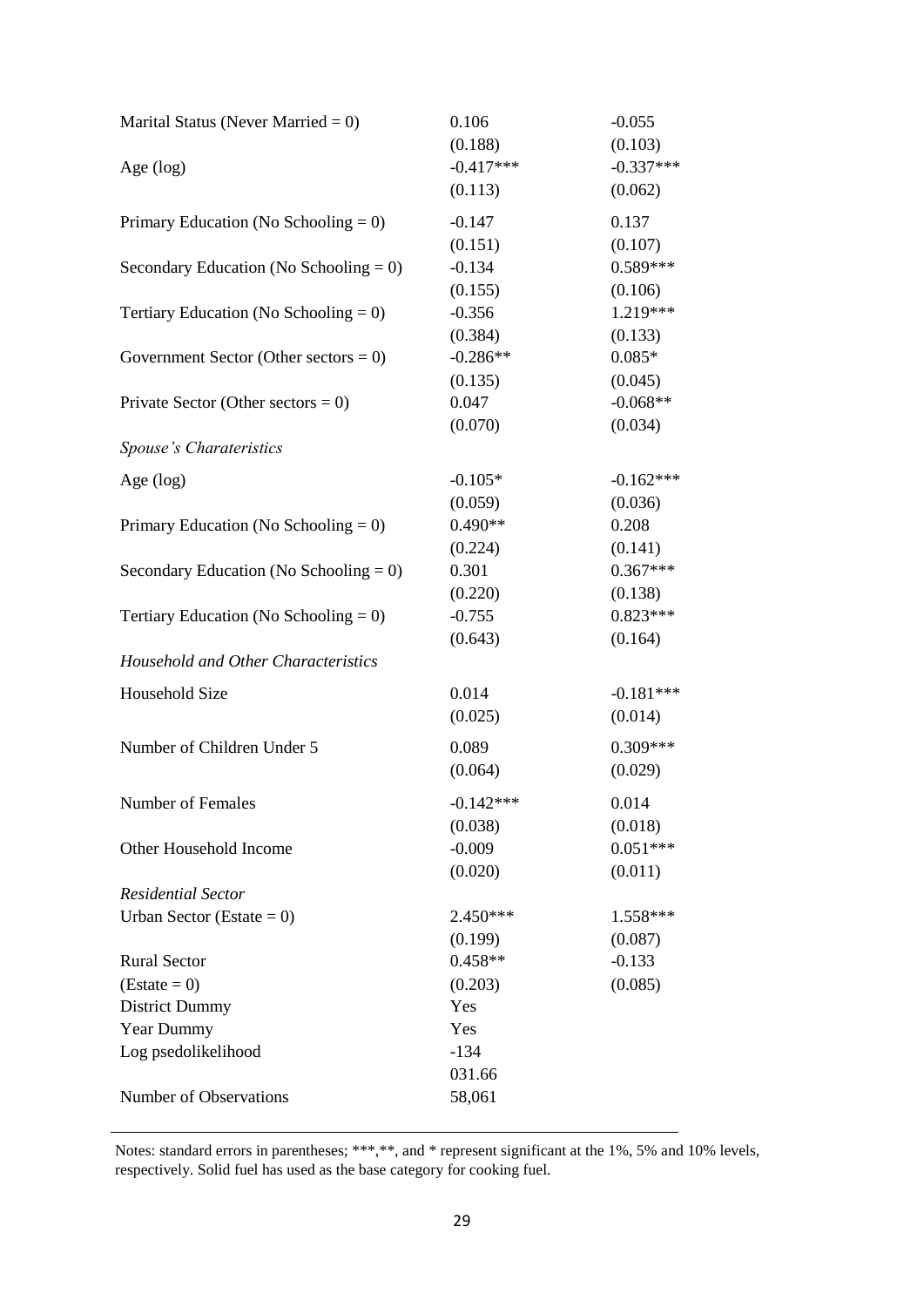| | | |
|---|---|---|
| Marital Status (Never Married = 0) | 0.106 | -0.055 |
| | (0.188) | (0.103) |
| Age (log) | -0.417*** | -0.337*** |
| | (0.113) | (0.062) |
| Primary Education (No Schooling = 0) | -0.147 | 0.137 |
| | (0.151) | (0.107) |
| Secondary Education (No Schooling = 0) | -0.134 | 0.589*** |
| | (0.155) | (0.106) |
| Tertiary Education (No Schooling = 0) | -0.356 | 1.219*** |
| | (0.384) | (0.133) |
| Government Sector (Other sectors = 0) | -0.286** | 0.085* |
| | (0.135) | (0.045) |
| Private Sector (Other sectors = 0) | 0.047 | -0.068** |
| | (0.070) | (0.034) |
| *Spouse's Charateristics* | | |
| Age (log) | -0.105* | -0.162*** |
| | (0.059) | (0.036) |
| Primary Education (No Schooling = 0) | 0.490** | 0.208 |
| | (0.224) | (0.141) |
| Secondary Education (No Schooling = 0) | 0.301 | 0.367*** |
| | (0.220) | (0.138) |
| Tertiary Education (No Schooling = 0) | -0.755 | 0.823*** |
| | (0.643) | (0.164) |
| *Household and Other Characteristics* | | |
| Household Size | 0.014 | -0.181*** |
| | (0.025) | (0.014) |
| Number of Children Under 5 | 0.089 | 0.309*** |
| | (0.064) | (0.029) |
| Number of Females | -0.142*** | 0.014 |
| | (0.038) | (0.018) |
| Other Household Income | -0.009 | 0.051*** |
| | (0.020) | (0.011) |
| *Residential Sector* | | |
| Urban Sector (Estate = 0) | 2.450*** | 1.558*** |
| | (0.199) | (0.087) |
| Rural Sector (Estate = 0) | 0.458** | -0.133 |
| | (0.203) | (0.085) |
| District Dummy | Yes | |
| Year Dummy | Yes | |
| Log psedolikelihood | -134031.66 | |
| Number of Observations | 58,061 | |

Notes: standard errors in parentheses; ***,**, and * represent significant at the 1%, 5% and 10% levels, respectively. Solid fuel has used as the base category for cooking fuel.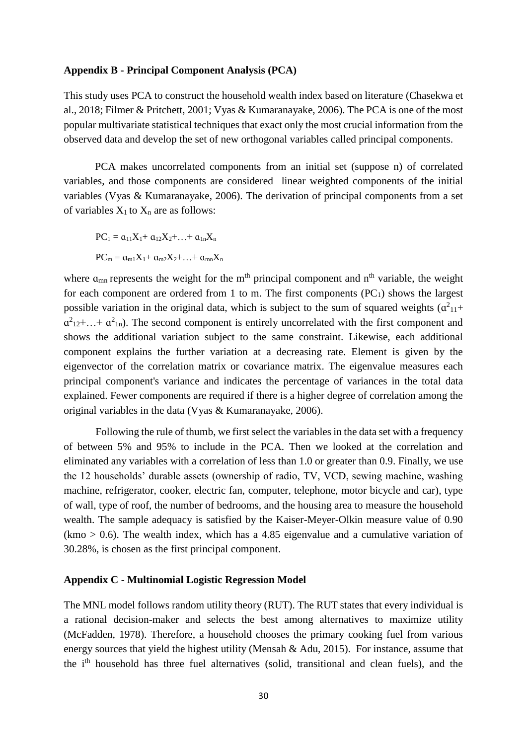### Appendix B - Principal Component Analysis (PCA)

This study uses PCA to construct the household wealth index based on literature (Chasekwa et al., 2018; Filmer & Pritchett, 2001; Vyas & Kumaranayake, 2006). The PCA is one of the most popular multivariate statistical techniques that exact only the most crucial information from the observed data and develop the set of new orthogonal variables called principal components.

PCA makes uncorrelated components from an initial set (suppose n) of correlated variables, and those components are considered linear weighted components of the initial variables (Vyas & Kumaranayake, 2006). The derivation of principal components from a set of variables $X_1$ to $X_n$ are as follows:

$$PC_1 = \alpha_{11}X_1 + \alpha_{12}X_2 + \ldots + \alpha_{1n}X_n$$

$$PC_m = \alpha_{m1}X_1 + \alpha_{m2}X_2 + \ldots + \alpha_{mn}X_n$$

where $\alpha_{mn}$ represents the weight for the $m^{th}$ principal component and $n^{th}$ variable, the weight for each component are ordered from 1 to m. The first components ($PC_1$) shows the largest possible variation in the original data, which is subject to the sum of squared weights ($\alpha^2_{11} + \alpha^2_{12} + \ldots + \alpha^2_{1n}$). The second component is entirely uncorrelated with the first component and shows the additional variation subject to the same constraint. Likewise, each additional component explains the further variation at a decreasing rate. Element is given by the eigenvector of the correlation matrix or covariance matrix. The eigenvalue measures each principal component's variance and indicates the percentage of variances in the total data explained. Fewer components are required if there is a higher degree of correlation among the original variables in the data (Vyas & Kumaranayake, 2006).

Following the rule of thumb, we first select the variables in the data set with a frequency of between 5% and 95% to include in the PCA. Then we looked at the correlation and eliminated any variables with a correlation of less than 1.0 or greater than 0.9. Finally, we use the 12 households' durable assets (ownership of radio, TV, VCD, sewing machine, washing machine, refrigerator, cooker, electric fan, computer, telephone, motor bicycle and car), type of wall, type of roof, the number of bedrooms, and the housing area to measure the household wealth. The sample adequacy is satisfied by the Kaiser-Meyer-Olkin measure value of 0.90 (kmo > 0.6). The wealth index, which has a 4.85 eigenvalue and a cumulative variation of 30.28%, is chosen as the first principal component.

### Appendix C - Multinomial Logistic Regression Model

The MNL model follows random utility theory (RUT). The RUT states that every individual is a rational decision-maker and selects the best among alternatives to maximize utility (McFadden, 1978). Therefore, a household chooses the primary cooking fuel from various energy sources that yield the highest utility (Mensah & Adu, 2015). For instance, assume that the $i^{th}$ household has three fuel alternatives (solid, transitional and clean fuels), and the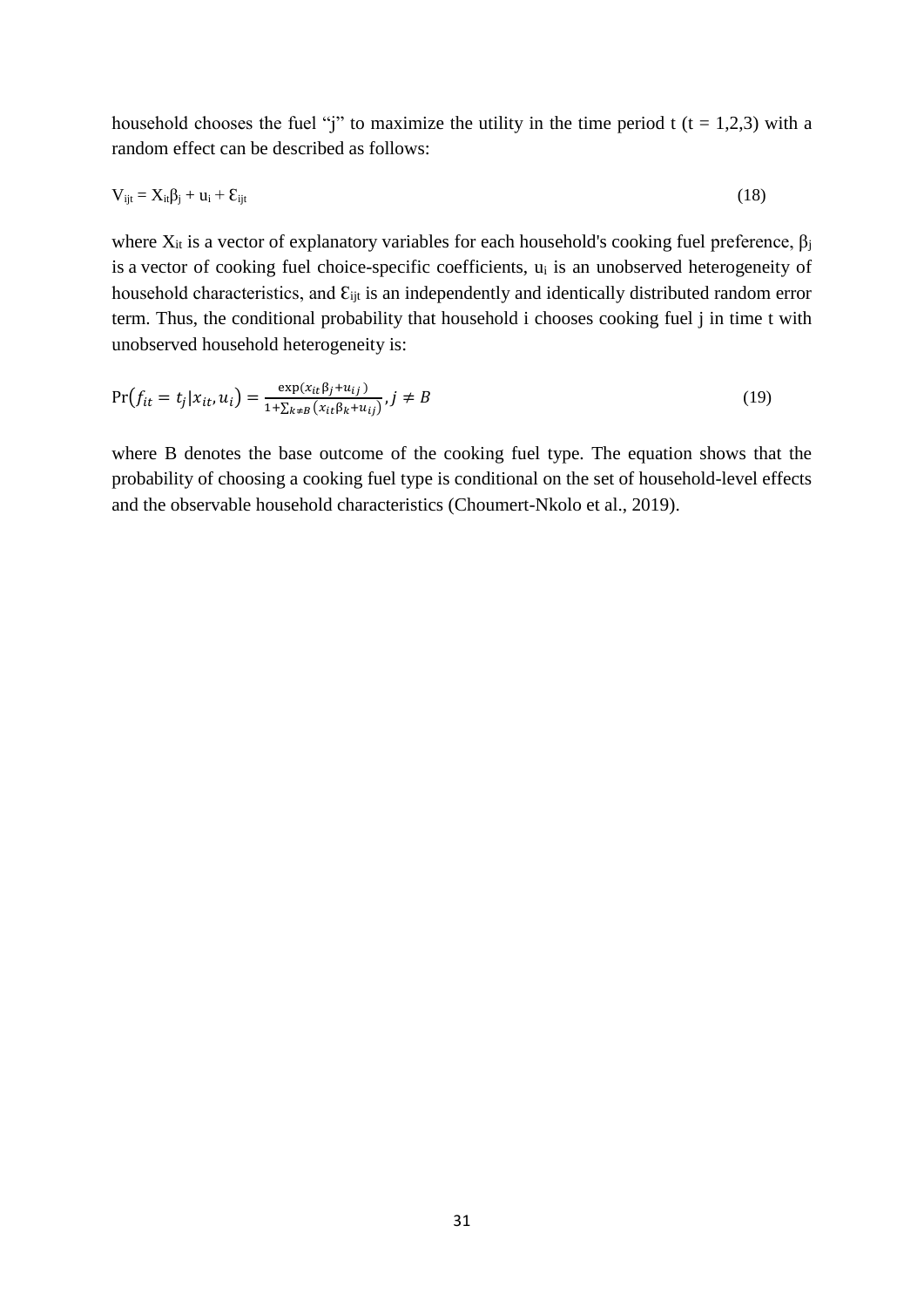household chooses the fuel "j" to maximize the utility in the time period t ($t = 1,2,3$) with a random effect can be described as follows:

$$V_{ijt} = X_{it}\beta_j + u_i + \varepsilon_{ijt} \tag{18}$$

where $X_{it}$ is a vector of explanatory variables for each household's cooking fuel preference, $\beta_j$ is a vector of cooking fuel choice-specific coefficients, $u_i$ is an unobserved heterogeneity of household characteristics, and $\varepsilon_{ijt}$ is an independently and identically distributed random error term. Thus, the conditional probability that household i chooses cooking fuel j in time t with unobserved household heterogeneity is:

$$\Pr\left(f_{it} = t_j | x_{it}, u_i\right) = \frac{\exp(x_{it}\beta_j + u_{ij})}{1+\sum_{k\neq B}\left(x_{it}\beta_k + u_{ij}\right)}, j \neq B \tag{19}$$

where B denotes the base outcome of the cooking fuel type. The equation shows that the probability of choosing a cooking fuel type is conditional on the set of household-level effects and the observable household characteristics (Choumert-Nkolo et al., 2019).